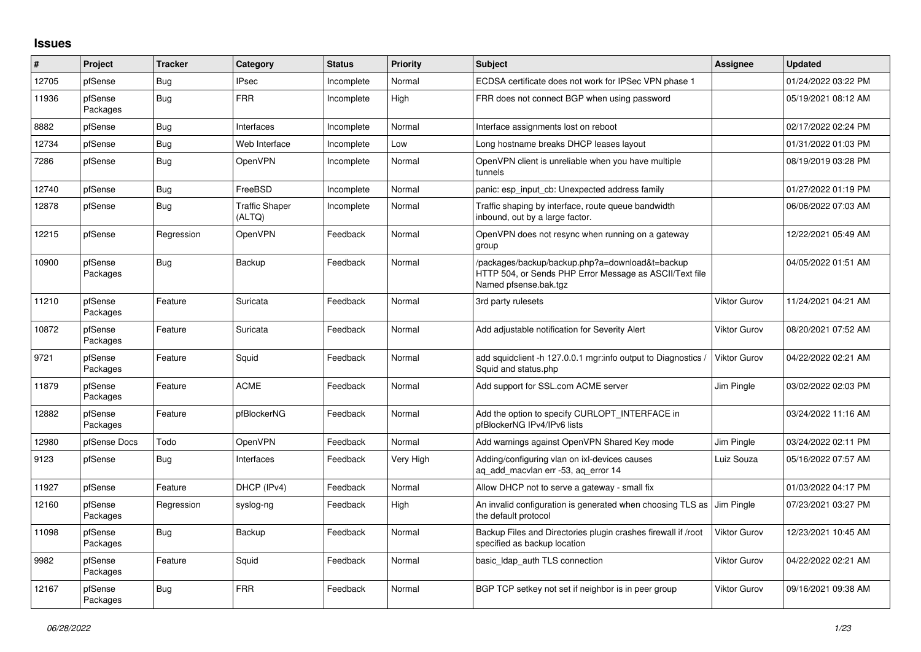# Issues

| # | Project | Tracker | Category | Status | Priority | Subject | Assignee | Updated |
|---|---|---|---|---|---|---|---|---|
| 12705 | pfSense | Bug | IPsec | Incomplete | Normal | ECDSA certificate does not work for IPSec VPN phase 1 | | 01/24/2022 03:22 PM |
| 11936 | pfSense Packages | Bug | FRR | Incomplete | High | FRR does not connect BGP when using password | | 05/19/2021 08:12 AM |
| 8882 | pfSense | Bug | Interfaces | Incomplete | Normal | Interface assignments lost on reboot | | 02/17/2022 02:24 PM |
| 12734 | pfSense | Bug | Web Interface | Incomplete | Low | Long hostname breaks DHCP leases layout | | 01/31/2022 01:03 PM |
| 7286 | pfSense | Bug | OpenVPN | Incomplete | Normal | OpenVPN client is unreliable when you have multiple tunnels | | 08/19/2019 03:28 PM |
| 12740 | pfSense | Bug | FreeBSD | Incomplete | Normal | panic: esp_input_cb: Unexpected address family | | 01/27/2022 01:19 PM |
| 12878 | pfSense | Bug | Traffic Shaper (ALTQ) | Incomplete | Normal | Traffic shaping by interface, route queue bandwidth inbound, out by a large factor. | | 06/06/2022 07:03 AM |
| 12215 | pfSense | Regression | OpenVPN | Feedback | Normal | OpenVPN does not resync when running on a gateway group | | 12/22/2021 05:49 AM |
| 10900 | pfSense Packages | Bug | Backup | Feedback | Normal | /packages/backup/backup.php?a=download&t=backup HTTP 504, or Sends PHP Error Message as ASCII/Text file Named pfsense.bak.tgz | | 04/05/2022 01:51 AM |
| 11210 | pfSense Packages | Feature | Suricata | Feedback | Normal | 3rd party rulesets | Viktor Gurov | 11/24/2021 04:21 AM |
| 10872 | pfSense Packages | Feature | Suricata | Feedback | Normal | Add adjustable notification for Severity Alert | Viktor Gurov | 08/20/2021 07:52 AM |
| 9721 | pfSense Packages | Feature | Squid | Feedback | Normal | add squidclient -h 127.0.0.1 mgr:info output to Diagnostics / Squid and status.php | Viktor Gurov | 04/22/2022 02:21 AM |
| 11879 | pfSense Packages | Feature | ACME | Feedback | Normal | Add support for SSL.com ACME server | Jim Pingle | 03/02/2022 02:03 PM |
| 12882 | pfSense Packages | Feature | pfBlockerNG | Feedback | Normal | Add the option to specify CURLOPT_INTERFACE in pfBlockerNG IPv4/IPv6 lists | | 03/24/2022 11:16 AM |
| 12980 | pfSense Docs | Todo | OpenVPN | Feedback | Normal | Add warnings against OpenVPN Shared Key mode | Jim Pingle | 03/24/2022 02:11 PM |
| 9123 | pfSense | Bug | Interfaces | Feedback | Very High | Adding/configuring vlan on ixl-devices causes aq_add_macvlan err -53, aq_error 14 | Luiz Souza | 05/16/2022 07:57 AM |
| 11927 | pfSense | Feature | DHCP (IPv4) | Feedback | Normal | Allow DHCP not to serve a gateway - small fix | | 01/03/2022 04:17 PM |
| 12160 | pfSense Packages | Regression | syslog-ng | Feedback | High | An invalid configuration is generated when choosing TLS as the default protocol | Jim Pingle | 07/23/2021 03:27 PM |
| 11098 | pfSense Packages | Bug | Backup | Feedback | Normal | Backup Files and Directories plugin crashes firewall if /root specified as backup location | Viktor Gurov | 12/23/2021 10:45 AM |
| 9982 | pfSense Packages | Feature | Squid | Feedback | Normal | basic_ldap_auth TLS connection | Viktor Gurov | 04/22/2022 02:21 AM |
| 12167 | pfSense Packages | Bug | FRR | Feedback | Normal | BGP TCP setkey not set if neighbor is in peer group | Viktor Gurov | 09/16/2021 09:38 AM |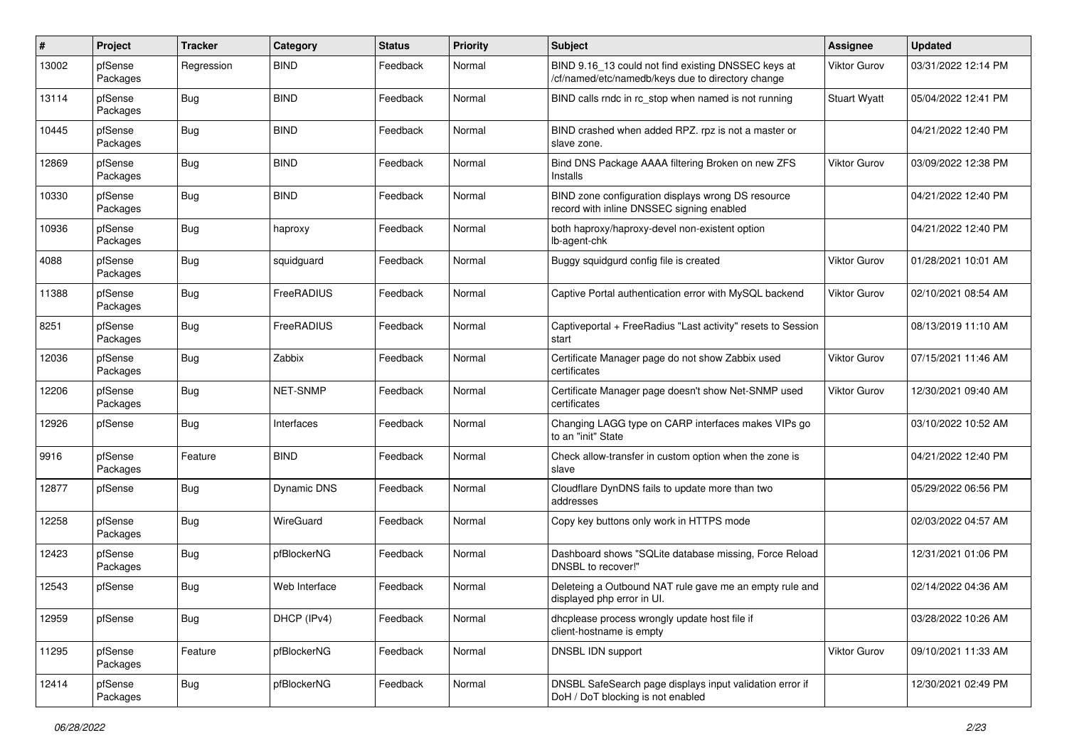| # | Project | Tracker | Category | Status | Priority | Subject | Assignee | Updated |
|---|---|---|---|---|---|---|---|---|
| 13002 | pfSense Packages | Regression | BIND | Feedback | Normal | BIND 9.16_13 could not find existing DNSSEC keys at /cf/named/etc/namedb/keys due to directory change | Viktor Gurov | 03/31/2022 12:14 PM |
| 13114 | pfSense Packages | Bug | BIND | Feedback | Normal | BIND calls rndc in rc_stop when named is not running | Stuart Wyatt | 05/04/2022 12:41 PM |
| 10445 | pfSense Packages | Bug | BIND | Feedback | Normal | BIND crashed when added RPZ. rpz is not a master or slave zone. | | 04/21/2022 12:40 PM |
| 12869 | pfSense Packages | Bug | BIND | Feedback | Normal | Bind DNS Package AAAA filtering Broken on new ZFS Installs | Viktor Gurov | 03/09/2022 12:38 PM |
| 10330 | pfSense Packages | Bug | BIND | Feedback | Normal | BIND zone configuration displays wrong DS resource record with inline DNSSEC signing enabled | | 04/21/2022 12:40 PM |
| 10936 | pfSense Packages | Bug | haproxy | Feedback | Normal | both haproxy/haproxy-devel non-existent option lb-agent-chk | | 04/21/2022 12:40 PM |
| 4088 | pfSense Packages | Bug | squidguard | Feedback | Normal | Buggy squidgurd config file is created | Viktor Gurov | 01/28/2021 10:01 AM |
| 11388 | pfSense Packages | Bug | FreeRADIUS | Feedback | Normal | Captive Portal authentication error with MySQL backend | Viktor Gurov | 02/10/2021 08:54 AM |
| 8251 | pfSense Packages | Bug | FreeRADIUS | Feedback | Normal | Captiveportal + FreeRadius "Last activity" resets to Session start | | 08/13/2019 11:10 AM |
| 12036 | pfSense Packages | Bug | Zabbix | Feedback | Normal | Certificate Manager page do not show Zabbix used certificates | Viktor Gurov | 07/15/2021 11:46 AM |
| 12206 | pfSense Packages | Bug | NET-SNMP | Feedback | Normal | Certificate Manager page doesn't show Net-SNMP used certificates | Viktor Gurov | 12/30/2021 09:40 AM |
| 12926 | pfSense | Bug | Interfaces | Feedback | Normal | Changing LAGG type on CARP interfaces makes VIPs go to an "init" State | | 03/10/2022 10:52 AM |
| 9916 | pfSense Packages | Feature | BIND | Feedback | Normal | Check allow-transfer in custom option when the zone is slave | | 04/21/2022 12:40 PM |
| 12877 | pfSense | Bug | Dynamic DNS | Feedback | Normal | Cloudflare DynDNS fails to update more than two addresses | | 05/29/2022 06:56 PM |
| 12258 | pfSense Packages | Bug | WireGuard | Feedback | Normal | Copy key buttons only work in HTTPS mode | | 02/03/2022 04:57 AM |
| 12423 | pfSense Packages | Bug | pfBlockerNG | Feedback | Normal | Dashboard shows "SQLite database missing, Force Reload DNSBL to recover!" | | 12/31/2021 01:06 PM |
| 12543 | pfSense | Bug | Web Interface | Feedback | Normal | Deleteing a Outbound NAT rule gave me an empty rule and displayed php error in UI. | | 02/14/2022 04:36 AM |
| 12959 | pfSense | Bug | DHCP (IPv4) | Feedback | Normal | dhcplease process wrongly update host file if client-hostname is empty | | 03/28/2022 10:26 AM |
| 11295 | pfSense Packages | Feature | pfBlockerNG | Feedback | Normal | DNSBL IDN support | Viktor Gurov | 09/10/2021 11:33 AM |
| 12414 | pfSense Packages | Bug | pfBlockerNG | Feedback | Normal | DNSBL SafeSearch page displays input validation error if DoH / DoT blocking is not enabled | | 12/30/2021 02:49 PM |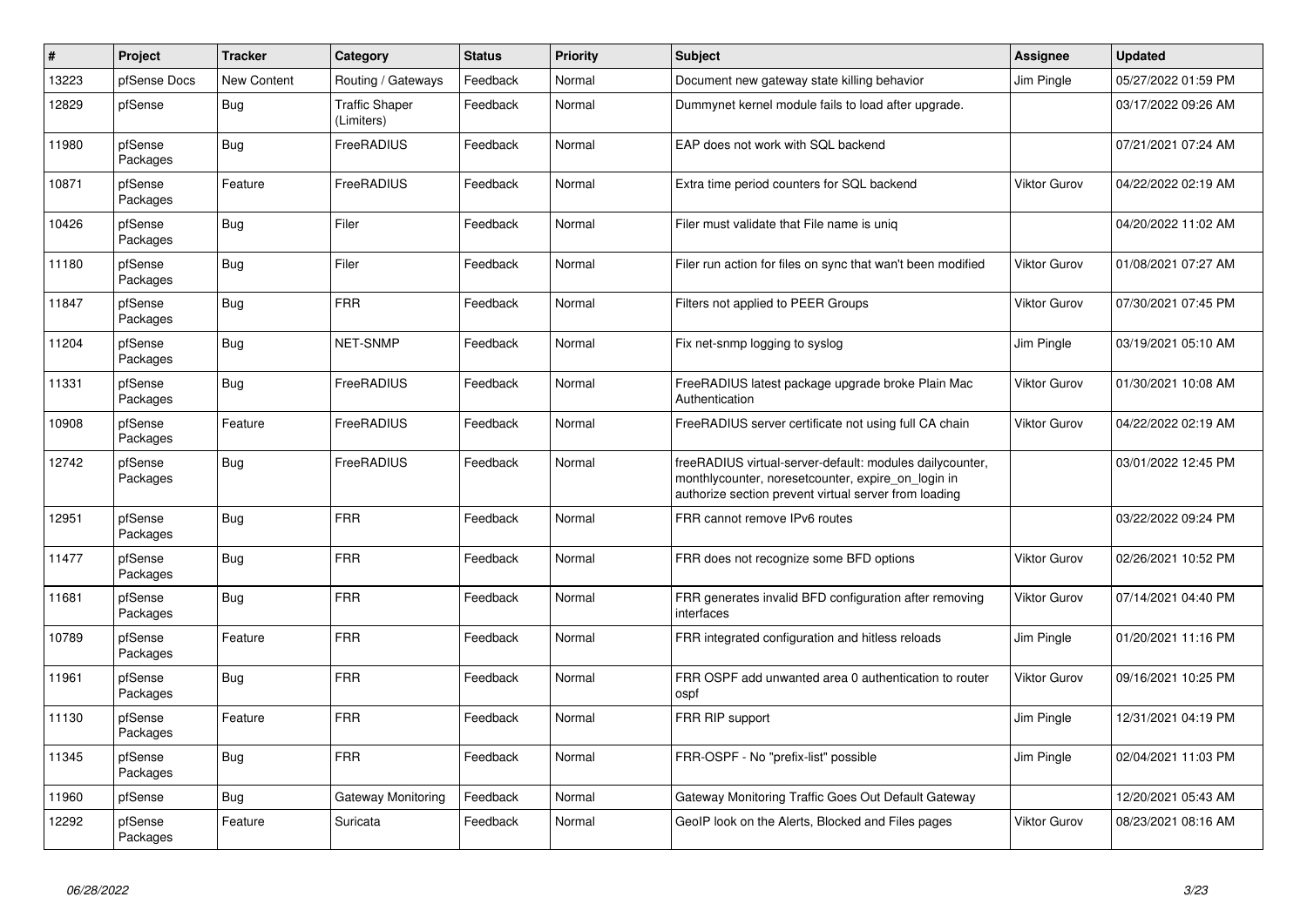| # | Project | Tracker | Category | Status | Priority | Subject | Assignee | Updated |
|---|---|---|---|---|---|---|---|---|
| 13223 | pfSense Docs | New Content | Routing / Gateways | Feedback | Normal | Document new gateway state killing behavior | Jim Pingle | 05/27/2022 01:59 PM |
| 12829 | pfSense | Bug | Traffic Shaper (Limiters) | Feedback | Normal | Dummynet kernel module fails to load after upgrade. | | 03/17/2022 09:26 AM |
| 11980 | pfSense Packages | Bug | FreeRADIUS | Feedback | Normal | EAP does not work with SQL backend | | 07/21/2021 07:24 AM |
| 10871 | pfSense Packages | Feature | FreeRADIUS | Feedback | Normal | Extra time period counters for SQL backend | Viktor Gurov | 04/22/2022 02:19 AM |
| 10426 | pfSense Packages | Bug | Filer | Feedback | Normal | Filer must validate that File name is uniq | | 04/20/2022 11:02 AM |
| 11180 | pfSense Packages | Bug | Filer | Feedback | Normal | Filer run action for files on sync that wan't been modified | Viktor Gurov | 01/08/2021 07:27 AM |
| 11847 | pfSense Packages | Bug | FRR | Feedback | Normal | Filters not applied to PEER Groups | Viktor Gurov | 07/30/2021 07:45 PM |
| 11204 | pfSense Packages | Bug | NET-SNMP | Feedback | Normal | Fix net-snmp logging to syslog | Jim Pingle | 03/19/2021 05:10 AM |
| 11331 | pfSense Packages | Bug | FreeRADIUS | Feedback | Normal | FreeRADIUS latest package upgrade broke Plain Mac Authentication | Viktor Gurov | 01/30/2021 10:08 AM |
| 10908 | pfSense Packages | Feature | FreeRADIUS | Feedback | Normal | FreeRADIUS server certificate not using full CA chain | Viktor Gurov | 04/22/2022 02:19 AM |
| 12742 | pfSense Packages | Bug | FreeRADIUS | Feedback | Normal | freeRADIUS virtual-server-default: modules dailycounter, monthlycounter, noresetcounter, expire_on_login in authorize section prevent virtual server from loading | | 03/01/2022 12:45 PM |
| 12951 | pfSense Packages | Bug | FRR | Feedback | Normal | FRR cannot remove IPv6 routes | | 03/22/2022 09:24 PM |
| 11477 | pfSense Packages | Bug | FRR | Feedback | Normal | FRR does not recognize some BFD options | Viktor Gurov | 02/26/2021 10:52 PM |
| 11681 | pfSense Packages | Bug | FRR | Feedback | Normal | FRR generates invalid BFD configuration after removing interfaces | Viktor Gurov | 07/14/2021 04:40 PM |
| 10789 | pfSense Packages | Feature | FRR | Feedback | Normal | FRR integrated configuration and hitless reloads | Jim Pingle | 01/20/2021 11:16 PM |
| 11961 | pfSense Packages | Bug | FRR | Feedback | Normal | FRR OSPF add unwanted area 0 authentication to router ospf | Viktor Gurov | 09/16/2021 10:25 PM |
| 11130 | pfSense Packages | Feature | FRR | Feedback | Normal | FRR RIP support | Jim Pingle | 12/31/2021 04:19 PM |
| 11345 | pfSense Packages | Bug | FRR | Feedback | Normal | FRR-OSPF - No "prefix-list" possible | Jim Pingle | 02/04/2021 11:03 PM |
| 11960 | pfSense | Bug | Gateway Monitoring | Feedback | Normal | Gateway Monitoring Traffic Goes Out Default Gateway | | 12/20/2021 05:43 AM |
| 12292 | pfSense Packages | Feature | Suricata | Feedback | Normal | GeoIP look on the Alerts, Blocked and Files pages | Viktor Gurov | 08/23/2021 08:16 AM |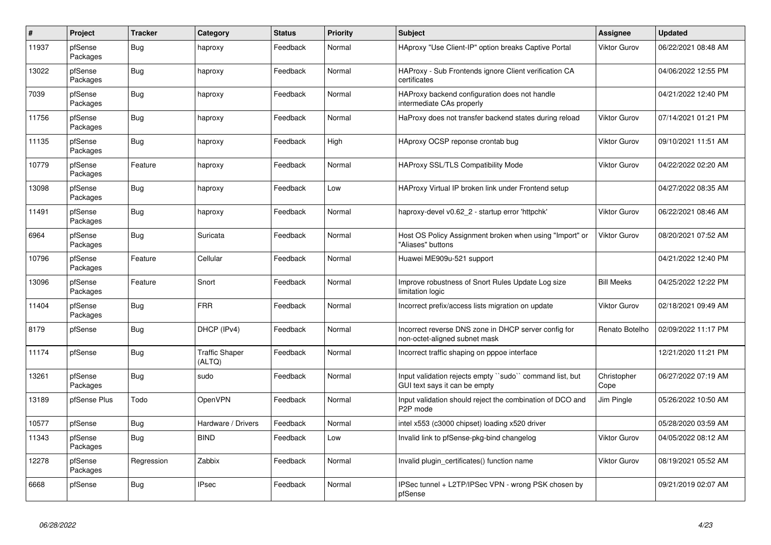| # | Project | Tracker | Category | Status | Priority | Subject | Assignee | Updated |
|---|---|---|---|---|---|---|---|---|
| 11937 | pfSense Packages | Bug | haproxy | Feedback | Normal | HAproxy "Use Client-IP" option breaks Captive Portal | Viktor Gurov | 06/22/2021 08:48 AM |
| 13022 | pfSense Packages | Bug | haproxy | Feedback | Normal | HAProxy - Sub Frontends ignore Client verification CA certificates | | 04/06/2022 12:55 PM |
| 7039 | pfSense Packages | Bug | haproxy | Feedback | Normal | HAProxy backend configuration does not handle intermediate CAs properly | | 04/21/2022 12:40 PM |
| 11756 | pfSense Packages | Bug | haproxy | Feedback | Normal | HaProxy does not transfer backend states during reload | Viktor Gurov | 07/14/2021 01:21 PM |
| 11135 | pfSense Packages | Bug | haproxy | Feedback | High | HAproxy OCSP reponse crontab bug | Viktor Gurov | 09/10/2021 11:51 AM |
| 10779 | pfSense Packages | Feature | haproxy | Feedback | Normal | HAProxy SSL/TLS Compatibility Mode | Viktor Gurov | 04/22/2022 02:20 AM |
| 13098 | pfSense Packages | Bug | haproxy | Feedback | Low | HAProxy Virtual IP broken link under Frontend setup | | 04/27/2022 08:35 AM |
| 11491 | pfSense Packages | Bug | haproxy | Feedback | Normal | haproxy-devel v0.62_2 - startup error 'httpchk' | Viktor Gurov | 06/22/2021 08:46 AM |
| 6964 | pfSense Packages | Bug | Suricata | Feedback | Normal | Host OS Policy Assignment broken when using "Import" or "Aliases" buttons | Viktor Gurov | 08/20/2021 07:52 AM |
| 10796 | pfSense Packages | Feature | Cellular | Feedback | Normal | Huawei ME909u-521 support | | 04/21/2022 12:40 PM |
| 13096 | pfSense Packages | Feature | Snort | Feedback | Normal | Improve robustness of Snort Rules Update Log size limitation logic | Bill Meeks | 04/25/2022 12:22 PM |
| 11404 | pfSense Packages | Bug | FRR | Feedback | Normal | Incorrect prefix/access lists migration on update | Viktor Gurov | 02/18/2021 09:49 AM |
| 8179 | pfSense | Bug | DHCP (IPv4) | Feedback | Normal | Incorrect reverse DNS zone in DHCP server config for non-octet-aligned subnet mask | Renato Botelho | 02/09/2022 11:17 PM |
| 11174 | pfSense | Bug | Traffic Shaper (ALTQ) | Feedback | Normal | Incorrect traffic shaping on pppoe interface | | 12/21/2020 11:21 PM |
| 13261 | pfSense Packages | Bug | sudo | Feedback | Normal | Input validation rejects empty ``sudo`` command list, but GUI text says it can be empty | Christopher Cope | 06/27/2022 07:19 AM |
| 13189 | pfSense Plus | Todo | OpenVPN | Feedback | Normal | Input validation should reject the combination of DCO and P2P mode | Jim Pingle | 05/26/2022 10:50 AM |
| 10577 | pfSense | Bug | Hardware / Drivers | Feedback | Normal | intel x553 (c3000 chipset) loading x520 driver | | 05/28/2020 03:59 AM |
| 11343 | pfSense Packages | Bug | BIND | Feedback | Low | Invalid link to pfSense-pkg-bind changelog | Viktor Gurov | 04/05/2022 08:12 AM |
| 12278 | pfSense Packages | Regression | Zabbix | Feedback | Normal | Invalid plugin_certificates() function name | Viktor Gurov | 08/19/2021 05:52 AM |
| 6668 | pfSense | Bug | IPsec | Feedback | Normal | IPSec tunnel + L2TP/IPSec VPN - wrong PSK chosen by pfSense | | 09/21/2019 02:07 AM |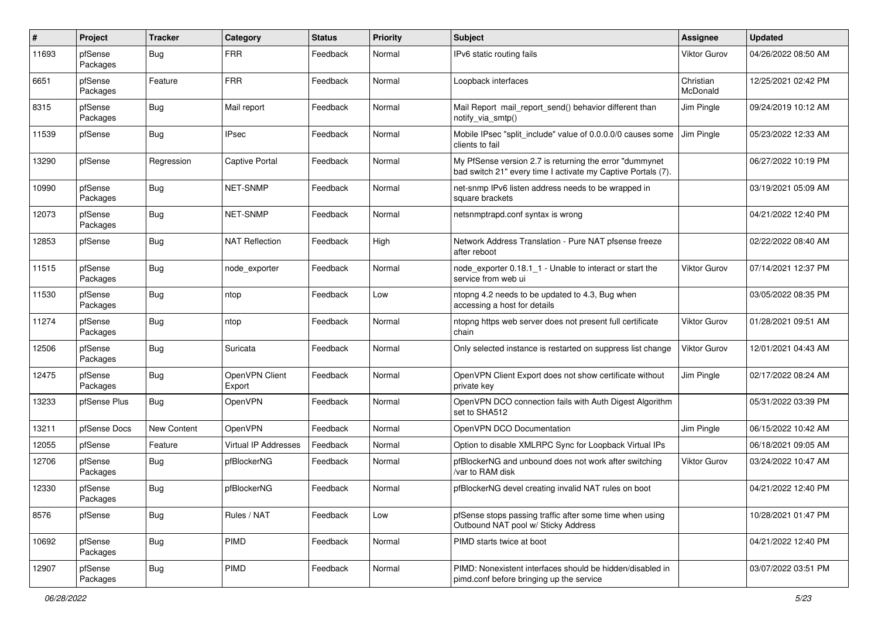| # | Project | Tracker | Category | Status | Priority | Subject | Assignee | Updated |
|---|---|---|---|---|---|---|---|---|
| 11693 | pfSense Packages | Bug | FRR | Feedback | Normal | IPv6 static routing fails | Viktor Gurov | 04/26/2022 08:50 AM |
| 6651 | pfSense Packages | Feature | FRR | Feedback | Normal | Loopback interfaces | Christian McDonald | 12/25/2021 02:42 PM |
| 8315 | pfSense Packages | Bug | Mail report | Feedback | Normal | Mail Report mail_report_send() behavior different than notify_via_smtp() | Jim Pingle | 09/24/2019 10:12 AM |
| 11539 | pfSense | Bug | IPsec | Feedback | Normal | Mobile IPsec "split_include" value of 0.0.0.0/0 causes some clients to fail | Jim Pingle | 05/23/2022 12:33 AM |
| 13290 | pfSense | Regression | Captive Portal | Feedback | Normal | My PfSense version 2.7 is returning the error "dummynet bad switch 21" every time I activate my Captive Portals (7). | | 06/27/2022 10:19 PM |
| 10990 | pfSense Packages | Bug | NET-SNMP | Feedback | Normal | net-snmp IPv6 listen address needs to be wrapped in square brackets | | 03/19/2021 05:09 AM |
| 12073 | pfSense Packages | Bug | NET-SNMP | Feedback | Normal | netsnmptrapd.conf syntax is wrong | | 04/21/2022 12:40 PM |
| 12853 | pfSense | Bug | NAT Reflection | Feedback | High | Network Address Translation - Pure NAT pfsense freeze after reboot | | 02/22/2022 08:40 AM |
| 11515 | pfSense Packages | Bug | node_exporter | Feedback | Normal | node_exporter 0.18.1_1 - Unable to interact or start the service from web ui | Viktor Gurov | 07/14/2021 12:37 PM |
| 11530 | pfSense Packages | Bug | ntop | Feedback | Low | ntopng 4.2 needs to be updated to 4.3, Bug when accessing a host for details | | 03/05/2022 08:35 PM |
| 11274 | pfSense Packages | Bug | ntop | Feedback | Normal | ntopng https web server does not present full certificate chain | Viktor Gurov | 01/28/2021 09:51 AM |
| 12506 | pfSense Packages | Bug | Suricata | Feedback | Normal | Only selected instance is restarted on suppress list change | Viktor Gurov | 12/01/2021 04:43 AM |
| 12475 | pfSense Packages | Bug | OpenVPN Client Export | Feedback | Normal | OpenVPN Client Export does not show certificate without private key | Jim Pingle | 02/17/2022 08:24 AM |
| 13233 | pfSense Plus | Bug | OpenVPN | Feedback | Normal | OpenVPN DCO connection fails with Auth Digest Algorithm set to SHA512 | | 05/31/2022 03:39 PM |
| 13211 | pfSense Docs | New Content | OpenVPN | Feedback | Normal | OpenVPN DCO Documentation | Jim Pingle | 06/15/2022 10:42 AM |
| 12055 | pfSense | Feature | Virtual IP Addresses | Feedback | Normal | Option to disable XMLRPC Sync for Loopback Virtual IPs | | 06/18/2021 09:05 AM |
| 12706 | pfSense Packages | Bug | pfBlockerNG | Feedback | Normal | pfBlockerNG and unbound does not work after switching /var to RAM disk | Viktor Gurov | 03/24/2022 10:47 AM |
| 12330 | pfSense Packages | Bug | pfBlockerNG | Feedback | Normal | pfBlockerNG devel creating invalid NAT rules on boot | | 04/21/2022 12:40 PM |
| 8576 | pfSense | Bug | Rules / NAT | Feedback | Low | pfSense stops passing traffic after some time when using Outbound NAT pool w/ Sticky Address | | 10/28/2021 01:47 PM |
| 10692 | pfSense Packages | Bug | PIMD | Feedback | Normal | PIMD starts twice at boot | | 04/21/2022 12:40 PM |
| 12907 | pfSense Packages | Bug | PIMD | Feedback | Normal | PIMD: Nonexistent interfaces should be hidden/disabled in pimd.conf before bringing up the service | | 03/07/2022 03:51 PM |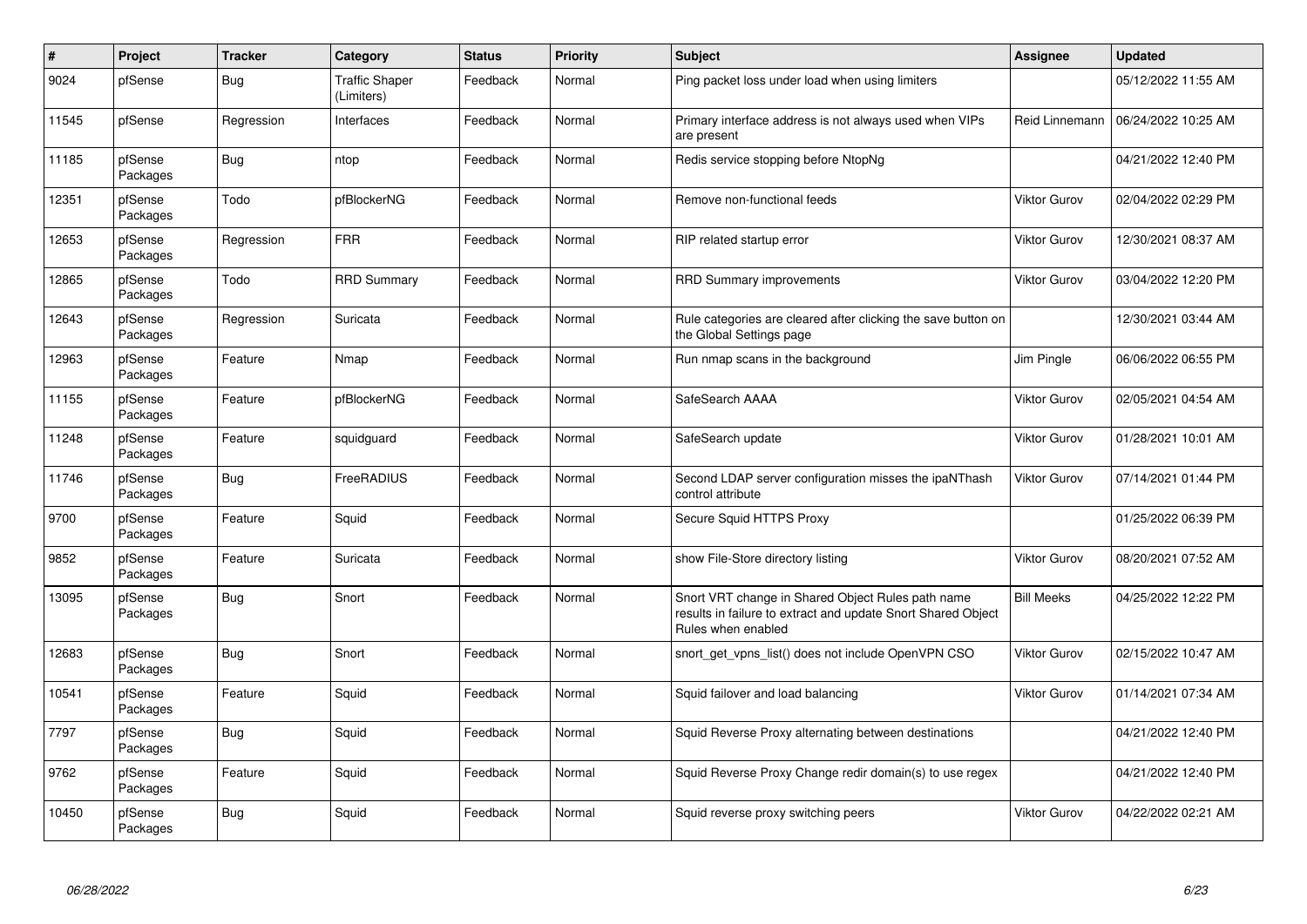| # | Project | Tracker | Category | Status | Priority | Subject | Assignee | Updated |
|---|---|---|---|---|---|---|---|---|
| 9024 | pfSense | Bug | Traffic Shaper (Limiters) | Feedback | Normal | Ping packet loss under load when using limiters | | 05/12/2022 11:55 AM |
| 11545 | pfSense | Regression | Interfaces | Feedback | Normal | Primary interface address is not always used when VIPs are present | Reid Linnemann | 06/24/2022 10:25 AM |
| 11185 | pfSense Packages | Bug | ntop | Feedback | Normal | Redis service stopping before NtopNg | | 04/21/2022 12:40 PM |
| 12351 | pfSense Packages | Todo | pfBlockerNG | Feedback | Normal | Remove non-functional feeds | Viktor Gurov | 02/04/2022 02:29 PM |
| 12653 | pfSense Packages | Regression | FRR | Feedback | Normal | RIP related startup error | Viktor Gurov | 12/30/2021 08:37 AM |
| 12865 | pfSense Packages | Todo | RRD Summary | Feedback | Normal | RRD Summary improvements | Viktor Gurov | 03/04/2022 12:20 PM |
| 12643 | pfSense Packages | Regression | Suricata | Feedback | Normal | Rule categories are cleared after clicking the save button on the Global Settings page | | 12/30/2021 03:44 AM |
| 12963 | pfSense Packages | Feature | Nmap | Feedback | Normal | Run nmap scans in the background | Jim Pingle | 06/06/2022 06:55 PM |
| 11155 | pfSense Packages | Feature | pfBlockerNG | Feedback | Normal | SafeSearch AAAA | Viktor Gurov | 02/05/2021 04:54 AM |
| 11248 | pfSense Packages | Feature | squidguard | Feedback | Normal | SafeSearch update | Viktor Gurov | 01/28/2021 10:01 AM |
| 11746 | pfSense Packages | Bug | FreeRADIUS | Feedback | Normal | Second LDAP server configuration misses the ipaNThash control attribute | Viktor Gurov | 07/14/2021 01:44 PM |
| 9700 | pfSense Packages | Feature | Squid | Feedback | Normal | Secure Squid HTTPS Proxy | | 01/25/2022 06:39 PM |
| 9852 | pfSense Packages | Feature | Suricata | Feedback | Normal | show File-Store directory listing | Viktor Gurov | 08/20/2021 07:52 AM |
| 13095 | pfSense Packages | Bug | Snort | Feedback | Normal | Snort VRT change in Shared Object Rules path name results in failure to extract and update Snort Shared Object Rules when enabled | Bill Meeks | 04/25/2022 12:22 PM |
| 12683 | pfSense Packages | Bug | Snort | Feedback | Normal | snort_get_vpns_list() does not include OpenVPN CSO | Viktor Gurov | 02/15/2022 10:47 AM |
| 10541 | pfSense Packages | Feature | Squid | Feedback | Normal | Squid failover and load balancing | Viktor Gurov | 01/14/2021 07:34 AM |
| 7797 | pfSense Packages | Bug | Squid | Feedback | Normal | Squid Reverse Proxy alternating between destinations | | 04/21/2022 12:40 PM |
| 9762 | pfSense Packages | Feature | Squid | Feedback | Normal | Squid Reverse Proxy Change redir domain(s) to use regex | | 04/21/2022 12:40 PM |
| 10450 | pfSense Packages | Bug | Squid | Feedback | Normal | Squid reverse proxy switching peers | Viktor Gurov | 04/22/2022 02:21 AM |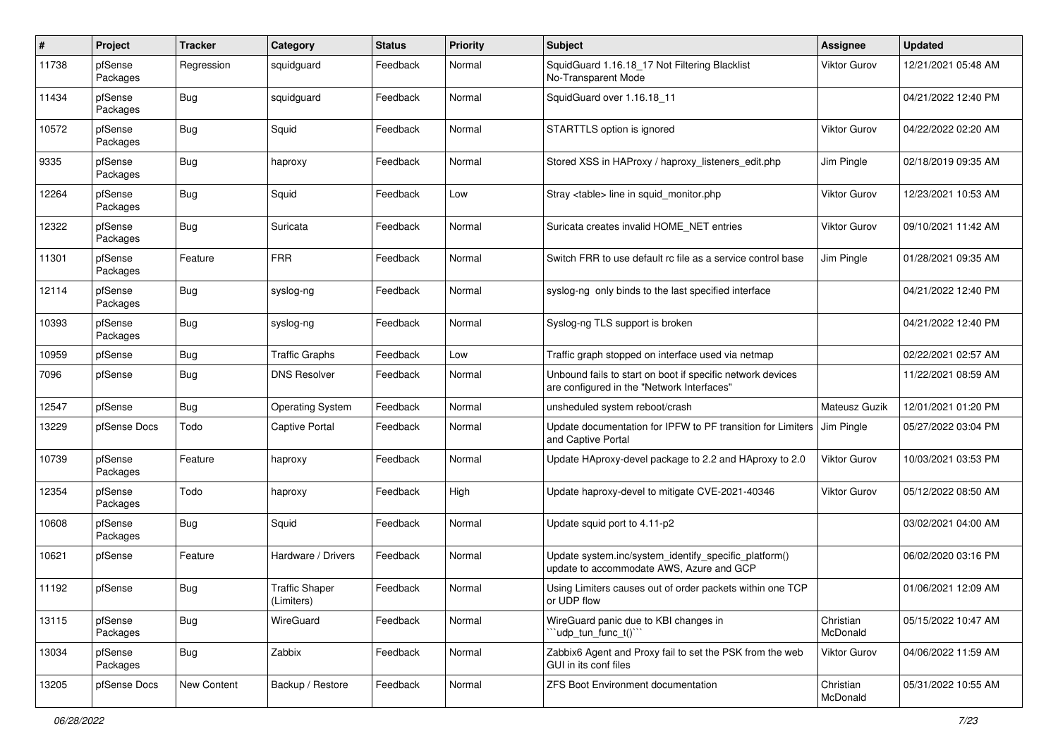| # | Project | Tracker | Category | Status | Priority | Subject | Assignee | Updated |
|---|---|---|---|---|---|---|---|---|
| 11738 | pfSense Packages | Regression | squidguard | Feedback | Normal | SquidGuard 1.16.18_17 Not Filtering Blacklist No-Transparent Mode | Viktor Gurov | 12/21/2021 05:48 AM |
| 11434 | pfSense Packages | Bug | squidguard | Feedback | Normal | SquidGuard over 1.16.18_11 | | 04/21/2022 12:40 PM |
| 10572 | pfSense Packages | Bug | Squid | Feedback | Normal | STARTTLS option is ignored | Viktor Gurov | 04/22/2022 02:20 AM |
| 9335 | pfSense Packages | Bug | haproxy | Feedback | Normal | Stored XSS in HAProxy / haproxy_listeners_edit.php | Jim Pingle | 02/18/2019 09:35 AM |
| 12264 | pfSense Packages | Bug | Squid | Feedback | Low | Stray <table> line in squid_monitor.php | Viktor Gurov | 12/23/2021 10:53 AM |
| 12322 | pfSense Packages | Bug | Suricata | Feedback | Normal | Suricata creates invalid HOME_NET entries | Viktor Gurov | 09/10/2021 11:42 AM |
| 11301 | pfSense Packages | Feature | FRR | Feedback | Normal | Switch FRR to use default rc file as a service control base | Jim Pingle | 01/28/2021 09:35 AM |
| 12114 | pfSense Packages | Bug | syslog-ng | Feedback | Normal | syslog-ng only binds to the last specified interface | | 04/21/2022 12:40 PM |
| 10393 | pfSense Packages | Bug | syslog-ng | Feedback | Normal | Syslog-ng TLS support is broken | | 04/21/2022 12:40 PM |
| 10959 | pfSense | Bug | Traffic Graphs | Feedback | Low | Traffic graph stopped on interface used via netmap | | 02/22/2021 02:57 AM |
| 7096 | pfSense | Bug | DNS Resolver | Feedback | Normal | Unbound fails to start on boot if specific network devices are configured in the "Network Interfaces" | | 11/22/2021 08:59 AM |
| 12547 | pfSense | Bug | Operating System | Feedback | Normal | unsheduled system reboot/crash | Mateusz Guzik | 12/01/2021 01:20 PM |
| 13229 | pfSense Docs | Todo | Captive Portal | Feedback | Normal | Update documentation for IPFW to PF transition for Limiters and Captive Portal | Jim Pingle | 05/27/2022 03:04 PM |
| 10739 | pfSense Packages | Feature | haproxy | Feedback | Normal | Update HAproxy-devel package to 2.2 and HAproxy to 2.0 | Viktor Gurov | 10/03/2021 03:53 PM |
| 12354 | pfSense Packages | Todo | haproxy | Feedback | High | Update haproxy-devel to mitigate CVE-2021-40346 | Viktor Gurov | 05/12/2022 08:50 AM |
| 10608 | pfSense Packages | Bug | Squid | Feedback | Normal | Update squid port to 4.11-p2 | | 03/02/2021 04:00 AM |
| 10621 | pfSense | Feature | Hardware / Drivers | Feedback | Normal | Update system.inc/system_identify_specific_platform() update to accommodate AWS, Azure and GCP | | 06/02/2020 03:16 PM |
| 11192 | pfSense | Bug | Traffic Shaper (Limiters) | Feedback | Normal | Using Limiters causes out of order packets within one TCP or UDP flow | | 01/06/2021 12:09 AM |
| 13115 | pfSense Packages | Bug | WireGuard | Feedback | Normal | WireGuard panic due to KBI changes in ```udp_tun_func_t()``` | Christian McDonald | 05/15/2022 10:47 AM |
| 13034 | pfSense Packages | Bug | Zabbix | Feedback | Normal | Zabbix6 Agent and Proxy fail to set the PSK from the web GUI in its conf files | Viktor Gurov | 04/06/2022 11:59 AM |
| 13205 | pfSense Docs | New Content | Backup / Restore | Feedback | Normal | ZFS Boot Environment documentation | Christian McDonald | 05/31/2022 10:55 AM |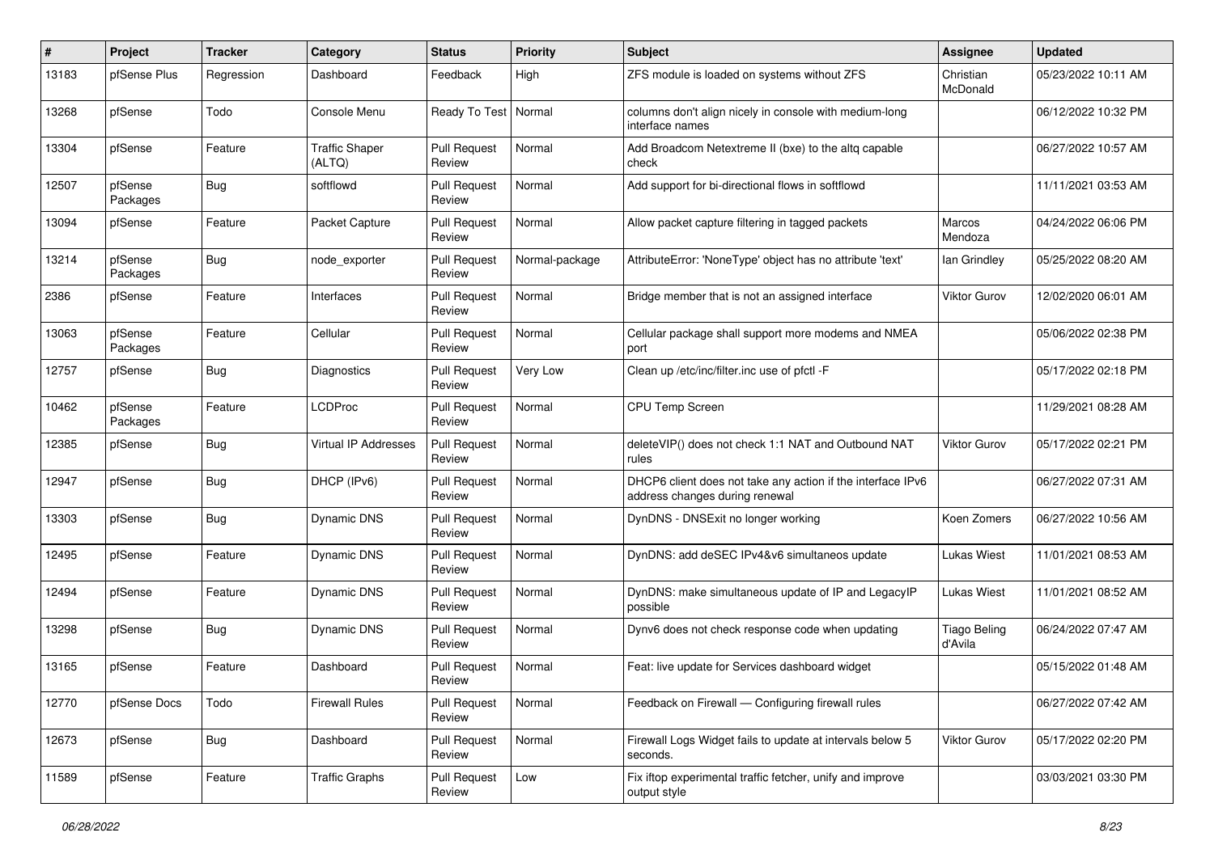| # | Project | Tracker | Category | Status | Priority | Subject | Assignee | Updated |
|---|---|---|---|---|---|---|---|---|
| 13183 | pfSense Plus | Regression | Dashboard | Feedback | High | ZFS module is loaded on systems without ZFS | Christian McDonald | 05/23/2022 10:11 AM |
| 13268 | pfSense | Todo | Console Menu | Ready To Test | Normal | columns don't align nicely in console with medium-long interface names | | 06/12/2022 10:32 PM |
| 13304 | pfSense | Feature | Traffic Shaper (ALTQ) | Pull Request Review | Normal | Add Broadcom Netextreme II (bxe) to the altq capable check | | 06/27/2022 10:57 AM |
| 12507 | pfSense Packages | Bug | softflowd | Pull Request Review | Normal | Add support for bi-directional flows in softflowd | | 11/11/2021 03:53 AM |
| 13094 | pfSense | Feature | Packet Capture | Pull Request Review | Normal | Allow packet capture filtering in tagged packets | Marcos Mendoza | 04/24/2022 06:06 PM |
| 13214 | pfSense Packages | Bug | node_exporter | Pull Request Review | Normal-package | AttributeError: 'NoneType' object has no attribute 'text' | Ian Grindley | 05/25/2022 08:20 AM |
| 2386 | pfSense | Feature | Interfaces | Pull Request Review | Normal | Bridge member that is not an assigned interface | Viktor Gurov | 12/02/2020 06:01 AM |
| 13063 | pfSense Packages | Feature | Cellular | Pull Request Review | Normal | Cellular package shall support more modems and NMEA port | | 05/06/2022 02:38 PM |
| 12757 | pfSense | Bug | Diagnostics | Pull Request Review | Very Low | Clean up /etc/inc/filter.inc use of pfctl -F | | 05/17/2022 02:18 PM |
| 10462 | pfSense Packages | Feature | LCDProc | Pull Request Review | Normal | CPU Temp Screen | | 11/29/2021 08:28 AM |
| 12385 | pfSense | Bug | Virtual IP Addresses | Pull Request Review | Normal | deleteVIP() does not check 1:1 NAT and Outbound NAT rules | Viktor Gurov | 05/17/2022 02:21 PM |
| 12947 | pfSense | Bug | DHCP (IPv6) | Pull Request Review | Normal | DHCP6 client does not take any action if the interface IPv6 address changes during renewal | | 06/27/2022 07:31 AM |
| 13303 | pfSense | Bug | Dynamic DNS | Pull Request Review | Normal | DynDNS - DNSExit no longer working | Koen Zomers | 06/27/2022 10:56 AM |
| 12495 | pfSense | Feature | Dynamic DNS | Pull Request Review | Normal | DynDNS: add deSEC IPv4&v6 simultaneos update | Lukas Wiest | 11/01/2021 08:53 AM |
| 12494 | pfSense | Feature | Dynamic DNS | Pull Request Review | Normal | DynDNS: make simultaneous update of IP and LegacyIP possible | Lukas Wiest | 11/01/2021 08:52 AM |
| 13298 | pfSense | Bug | Dynamic DNS | Pull Request Review | Normal | Dynv6 does not check response code when updating | Tiago Beling d'Avila | 06/24/2022 07:47 AM |
| 13165 | pfSense | Feature | Dashboard | Pull Request Review | Normal | Feat: live update for Services dashboard widget | | 05/15/2022 01:48 AM |
| 12770 | pfSense Docs | Todo | Firewall Rules | Pull Request Review | Normal | Feedback on Firewall — Configuring firewall rules | | 06/27/2022 07:42 AM |
| 12673 | pfSense | Bug | Dashboard | Pull Request Review | Normal | Firewall Logs Widget fails to update at intervals below 5 seconds. | Viktor Gurov | 05/17/2022 02:20 PM |
| 11589 | pfSense | Feature | Traffic Graphs | Pull Request Review | Low | Fix iftop experimental traffic fetcher, unify and improve output style | | 03/03/2021 03:30 PM |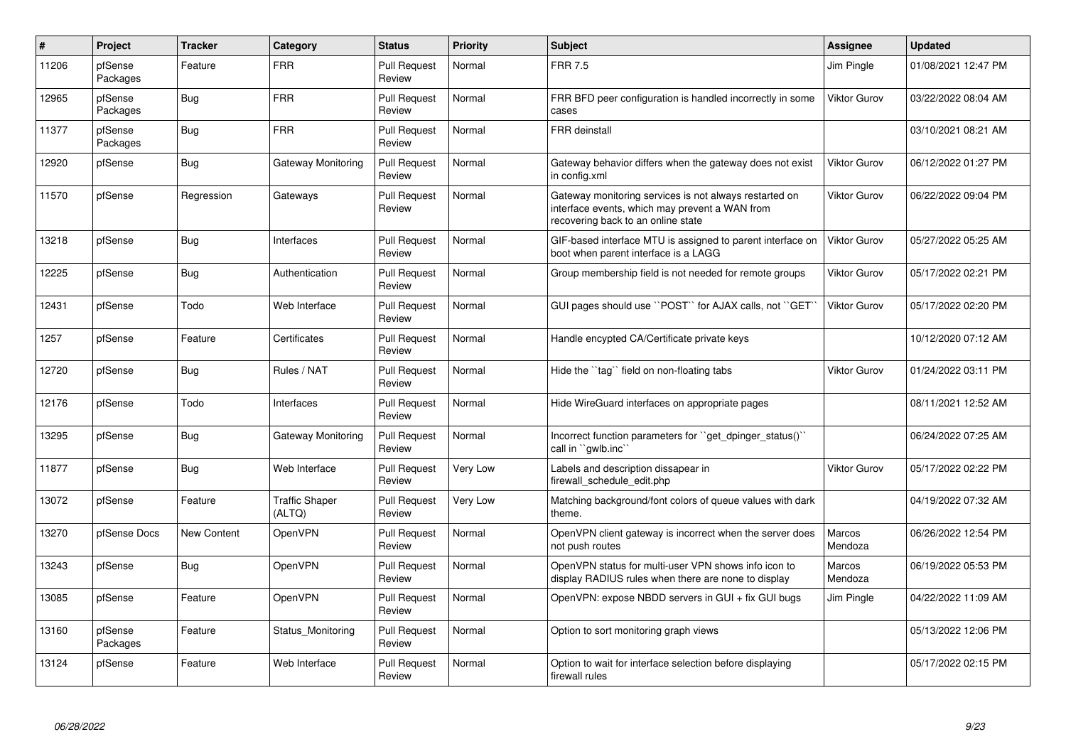| # | Project | Tracker | Category | Status | Priority | Subject | Assignee | Updated |
|---|---|---|---|---|---|---|---|---|
| 11206 | pfSense Packages | Feature | FRR | Pull Request Review | Normal | FRR 7.5 | Jim Pingle | 01/08/2021 12:47 PM |
| 12965 | pfSense Packages | Bug | FRR | Pull Request Review | Normal | FRR BFD peer configuration is handled incorrectly in some cases | Viktor Gurov | 03/22/2022 08:04 AM |
| 11377 | pfSense Packages | Bug | FRR | Pull Request Review | Normal | FRR deinstall | | 03/10/2021 08:21 AM |
| 12920 | pfSense | Bug | Gateway Monitoring | Pull Request Review | Normal | Gateway behavior differs when the gateway does not exist in config.xml | Viktor Gurov | 06/12/2022 01:27 PM |
| 11570 | pfSense | Regression | Gateways | Pull Request Review | Normal | Gateway monitoring services is not always restarted on interface events, which may prevent a WAN from recovering back to an online state | Viktor Gurov | 06/22/2022 09:04 PM |
| 13218 | pfSense | Bug | Interfaces | Pull Request Review | Normal | GIF-based interface MTU is assigned to parent interface on boot when parent interface is a LAGG | Viktor Gurov | 05/27/2022 05:25 AM |
| 12225 | pfSense | Bug | Authentication | Pull Request Review | Normal | Group membership field is not needed for remote groups | Viktor Gurov | 05/17/2022 02:21 PM |
| 12431 | pfSense | Todo | Web Interface | Pull Request Review | Normal | GUI pages should use ``POST`` for AJAX calls, not ``GET`` | Viktor Gurov | 05/17/2022 02:20 PM |
| 1257 | pfSense | Feature | Certificates | Pull Request Review | Normal | Handle encypted CA/Certificate private keys | | 10/12/2020 07:12 AM |
| 12720 | pfSense | Bug | Rules / NAT | Pull Request Review | Normal | Hide the ``tag`` field on non-floating tabs | Viktor Gurov | 01/24/2022 03:11 PM |
| 12176 | pfSense | Todo | Interfaces | Pull Request Review | Normal | Hide WireGuard interfaces on appropriate pages | | 08/11/2021 12:52 AM |
| 13295 | pfSense | Bug | Gateway Monitoring | Pull Request Review | Normal | Incorrect function parameters for ``get_dpinger_status()`` call in ``gwlb.inc`` | | 06/24/2022 07:25 AM |
| 11877 | pfSense | Bug | Web Interface | Pull Request Review | Very Low | Labels and description dissapear in firewall_schedule_edit.php | Viktor Gurov | 05/17/2022 02:22 PM |
| 13072 | pfSense | Feature | Traffic Shaper (ALTQ) | Pull Request Review | Very Low | Matching background/font colors of queue values with dark theme. | | 04/19/2022 07:32 AM |
| 13270 | pfSense Docs | New Content | OpenVPN | Pull Request Review | Normal | OpenVPN client gateway is incorrect when the server does not push routes | Marcos Mendoza | 06/26/2022 12:54 PM |
| 13243 | pfSense | Bug | OpenVPN | Pull Request Review | Normal | OpenVPN status for multi-user VPN shows info icon to display RADIUS rules when there are none to display | Marcos Mendoza | 06/19/2022 05:53 PM |
| 13085 | pfSense | Feature | OpenVPN | Pull Request Review | Normal | OpenVPN: expose NBDD servers in GUI + fix GUI bugs | Jim Pingle | 04/22/2022 11:09 AM |
| 13160 | pfSense Packages | Feature | Status_Monitoring | Pull Request Review | Normal | Option to sort monitoring graph views | | 05/13/2022 12:06 PM |
| 13124 | pfSense | Feature | Web Interface | Pull Request Review | Normal | Option to wait for interface selection before displaying firewall rules | | 05/17/2022 02:15 PM |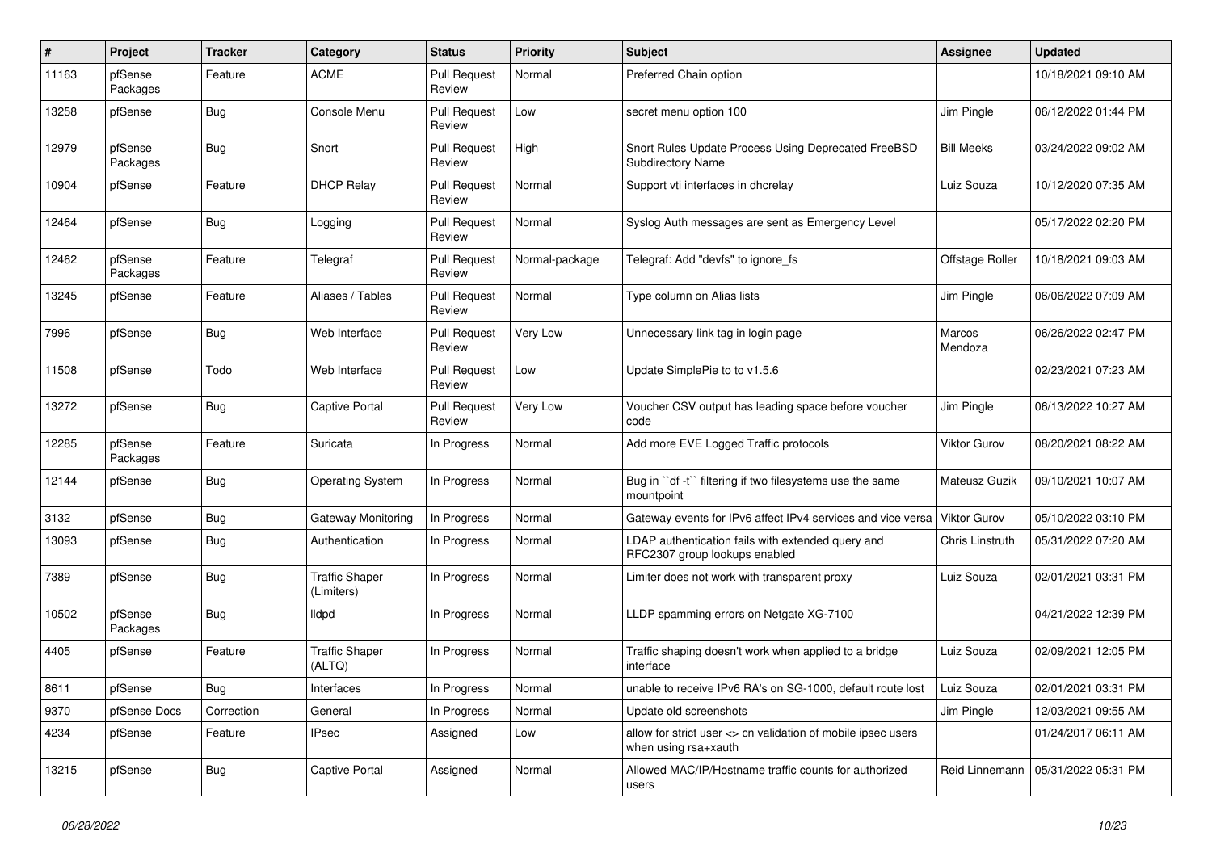| # | Project | Tracker | Category | Status | Priority | Subject | Assignee | Updated |
|---|---|---|---|---|---|---|---|---|
| 11163 | pfSense Packages | Feature | ACME | Pull Request Review | Normal | Preferred Chain option | | 10/18/2021 09:10 AM |
| 13258 | pfSense | Bug | Console Menu | Pull Request Review | Low | secret menu option 100 | Jim Pingle | 06/12/2022 01:44 PM |
| 12979 | pfSense Packages | Bug | Snort | Pull Request Review | High | Snort Rules Update Process Using Deprecated FreeBSD Subdirectory Name | Bill Meeks | 03/24/2022 09:02 AM |
| 10904 | pfSense | Feature | DHCP Relay | Pull Request Review | Normal | Support vti interfaces in dhcrelay | Luiz Souza | 10/12/2020 07:35 AM |
| 12464 | pfSense | Bug | Logging | Pull Request Review | Normal | Syslog Auth messages are sent as Emergency Level | | 05/17/2022 02:20 PM |
| 12462 | pfSense Packages | Feature | Telegraf | Pull Request Review | Normal-package | Telegraf: Add "devfs" to ignore_fs | Offstage Roller | 10/18/2021 09:03 AM |
| 13245 | pfSense | Feature | Aliases / Tables | Pull Request Review | Normal | Type column on Alias lists | Jim Pingle | 06/06/2022 07:09 AM |
| 7996 | pfSense | Bug | Web Interface | Pull Request Review | Very Low | Unnecessary link tag in login page | Marcos Mendoza | 06/26/2022 02:47 PM |
| 11508 | pfSense | Todo | Web Interface | Pull Request Review | Low | Update SimplePie to to v1.5.6 | | 02/23/2021 07:23 AM |
| 13272 | pfSense | Bug | Captive Portal | Pull Request Review | Very Low | Voucher CSV output has leading space before voucher code | Jim Pingle | 06/13/2022 10:27 AM |
| 12285 | pfSense Packages | Feature | Suricata | In Progress | Normal | Add more EVE Logged Traffic protocols | Viktor Gurov | 08/20/2021 08:22 AM |
| 12144 | pfSense | Bug | Operating System | In Progress | Normal | Bug in ``df -t`` filtering if two filesystems use the same mountpoint | Mateusz Guzik | 09/10/2021 10:07 AM |
| 3132 | pfSense | Bug | Gateway Monitoring | In Progress | Normal | Gateway events for IPv6 affect IPv4 services and vice versa | Viktor Gurov | 05/10/2022 03:10 PM |
| 13093 | pfSense | Bug | Authentication | In Progress | Normal | LDAP authentication fails with extended query and RFC2307 group lookups enabled | Chris Linstruth | 05/31/2022 07:20 AM |
| 7389 | pfSense | Bug | Traffic Shaper (Limiters) | In Progress | Normal | Limiter does not work with transparent proxy | Luiz Souza | 02/01/2021 03:31 PM |
| 10502 | pfSense Packages | Bug | lldpd | In Progress | Normal | LLDP spamming errors on Netgate XG-7100 | | 04/21/2022 12:39 PM |
| 4405 | pfSense | Feature | Traffic Shaper (ALTQ) | In Progress | Normal | Traffic shaping doesn't work when applied to a bridge interface | Luiz Souza | 02/09/2021 12:05 PM |
| 8611 | pfSense | Bug | Interfaces | In Progress | Normal | unable to receive IPv6 RA's on SG-1000, default route lost | Luiz Souza | 02/01/2021 03:31 PM |
| 9370 | pfSense Docs | Correction | General | In Progress | Normal | Update old screenshots | Jim Pingle | 12/03/2021 09:55 AM |
| 4234 | pfSense | Feature | IPsec | Assigned | Low | allow for strict user <> cn validation of mobile ipsec users when using rsa+xauth | | 01/24/2017 06:11 AM |
| 13215 | pfSense | Bug | Captive Portal | Assigned | Normal | Allowed MAC/IP/Hostname traffic counts for authorized users | Reid Linnemann | 05/31/2022 05:31 PM |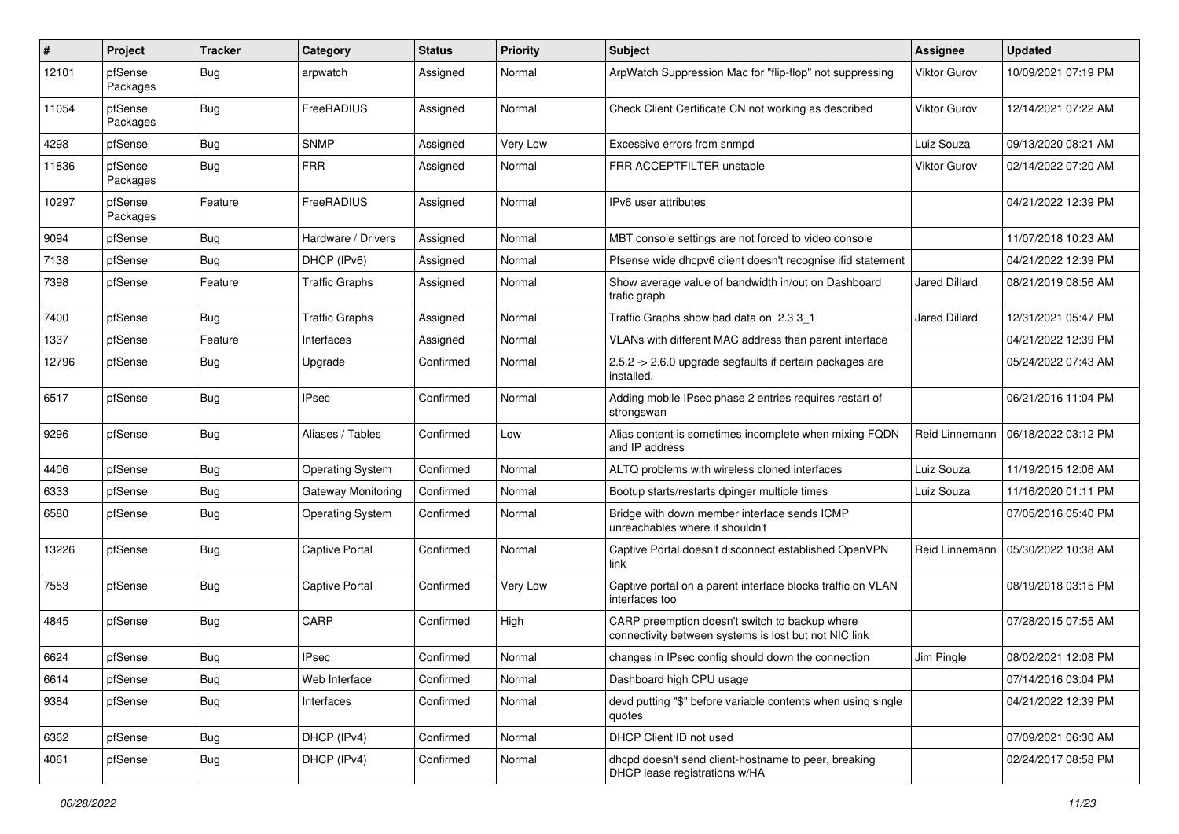| # | Project | Tracker | Category | Status | Priority | Subject | Assignee | Updated |
|---|---|---|---|---|---|---|---|---|
| 12101 | pfSense Packages | Bug | arpwatch | Assigned | Normal | ArpWatch Suppression Mac for "flip-flop" not suppressing | Viktor Gurov | 10/09/2021 07:19 PM |
| 11054 | pfSense Packages | Bug | FreeRADIUS | Assigned | Normal | Check Client Certificate CN not working as described | Viktor Gurov | 12/14/2021 07:22 AM |
| 4298 | pfSense | Bug | SNMP | Assigned | Very Low | Excessive errors from snmpd | Luiz Souza | 09/13/2020 08:21 AM |
| 11836 | pfSense Packages | Bug | FRR | Assigned | Normal | FRR ACCEPTFILTER unstable | Viktor Gurov | 02/14/2022 07:20 AM |
| 10297 | pfSense Packages | Feature | FreeRADIUS | Assigned | Normal | IPv6 user attributes | | 04/21/2022 12:39 PM |
| 9094 | pfSense | Bug | Hardware / Drivers | Assigned | Normal | MBT console settings are not forced to video console | | 11/07/2018 10:23 AM |
| 7138 | pfSense | Bug | DHCP (IPv6) | Assigned | Normal | Pfsense wide dhcpv6 client doesn't recognise ifid statement | | 04/21/2022 12:39 PM |
| 7398 | pfSense | Feature | Traffic Graphs | Assigned | Normal | Show average value of bandwidth in/out on Dashboard trafic graph | Jared Dillard | 08/21/2019 08:56 AM |
| 7400 | pfSense | Bug | Traffic Graphs | Assigned | Normal | Traffic Graphs show bad data on 2.3.3_1 | Jared Dillard | 12/31/2021 05:47 PM |
| 1337 | pfSense | Feature | Interfaces | Assigned | Normal | VLANs with different MAC address than parent interface | | 04/21/2022 12:39 PM |
| 12796 | pfSense | Bug | Upgrade | Confirmed | Normal | 2.5.2 -> 2.6.0 upgrade segfaults if certain packages are installed. | | 05/24/2022 07:43 AM |
| 6517 | pfSense | Bug | IPsec | Confirmed | Normal | Adding mobile IPsec phase 2 entries requires restart of strongswan | | 06/21/2016 11:04 PM |
| 9296 | pfSense | Bug | Aliases / Tables | Confirmed | Low | Alias content is sometimes incomplete when mixing FQDN and IP address | Reid Linnemann | 06/18/2022 03:12 PM |
| 4406 | pfSense | Bug | Operating System | Confirmed | Normal | ALTQ problems with wireless cloned interfaces | Luiz Souza | 11/19/2015 12:06 AM |
| 6333 | pfSense | Bug | Gateway Monitoring | Confirmed | Normal | Bootup starts/restarts dpinger multiple times | Luiz Souza | 11/16/2020 01:11 PM |
| 6580 | pfSense | Bug | Operating System | Confirmed | Normal | Bridge with down member interface sends ICMP unreachables where it shouldn't | | 07/05/2016 05:40 PM |
| 13226 | pfSense | Bug | Captive Portal | Confirmed | Normal | Captive Portal doesn't disconnect established OpenVPN link | Reid Linnemann | 05/30/2022 10:38 AM |
| 7553 | pfSense | Bug | Captive Portal | Confirmed | Very Low | Captive portal on a parent interface blocks traffic on VLAN interfaces too | | 08/19/2018 03:15 PM |
| 4845 | pfSense | Bug | CARP | Confirmed | High | CARP preemption doesn't switch to backup where connectivity between systems is lost but not NIC link | | 07/28/2015 07:55 AM |
| 6624 | pfSense | Bug | IPsec | Confirmed | Normal | changes in IPsec config should down the connection | Jim Pingle | 08/02/2021 12:08 PM |
| 6614 | pfSense | Bug | Web Interface | Confirmed | Normal | Dashboard high CPU usage | | 07/14/2016 03:04 PM |
| 9384 | pfSense | Bug | Interfaces | Confirmed | Normal | devd putting "$" before variable contents when using single quotes | | 04/21/2022 12:39 PM |
| 6362 | pfSense | Bug | DHCP (IPv4) | Confirmed | Normal | DHCP Client ID not used | | 07/09/2021 06:30 AM |
| 4061 | pfSense | Bug | DHCP (IPv4) | Confirmed | Normal | dhcpd doesn't send client-hostname to peer, breaking DHCP lease registrations w/HA | | 02/24/2017 08:58 PM |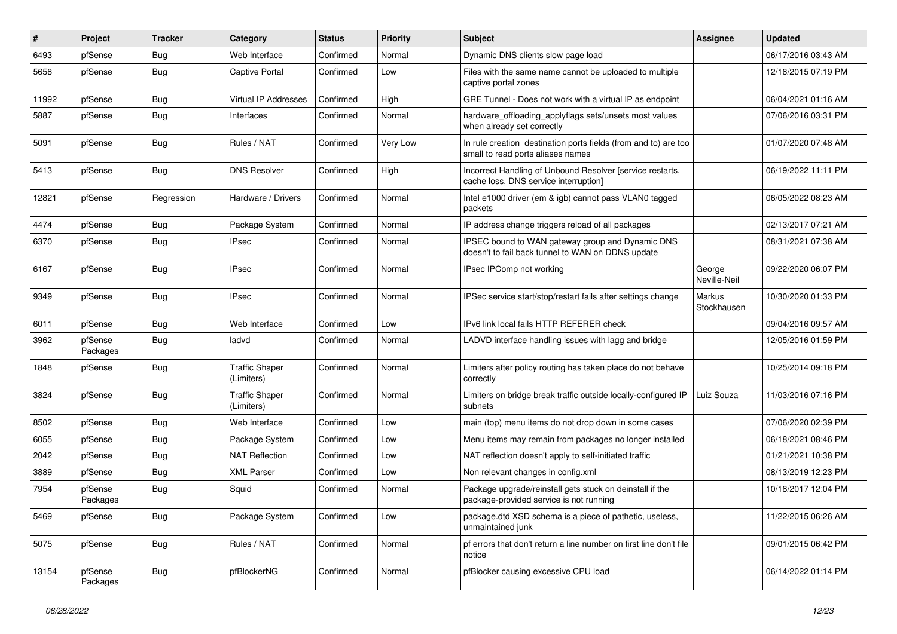| # | Project | Tracker | Category | Status | Priority | Subject | Assignee | Updated |
|---|---|---|---|---|---|---|---|---|
| 6493 | pfSense | Bug | Web Interface | Confirmed | Normal | Dynamic DNS clients slow page load | | 06/17/2016 03:43 AM |
| 5658 | pfSense | Bug | Captive Portal | Confirmed | Low | Files with the same name cannot be uploaded to multiple captive portal zones | | 12/18/2015 07:19 PM |
| 11992 | pfSense | Bug | Virtual IP Addresses | Confirmed | High | GRE Tunnel - Does not work with a virtual IP as endpoint | | 06/04/2021 01:16 AM |
| 5887 | pfSense | Bug | Interfaces | Confirmed | Normal | hardware_offloading_applyflags sets/unsets most values when already set correctly | | 07/06/2016 03:31 PM |
| 5091 | pfSense | Bug | Rules / NAT | Confirmed | Very Low | In rule creation destination ports fields (from and to) are too small to read ports aliases names | | 01/07/2020 07:48 AM |
| 5413 | pfSense | Bug | DNS Resolver | Confirmed | High | Incorrect Handling of Unbound Resolver [service restarts, cache loss, DNS service interruption] | | 06/19/2022 11:11 PM |
| 12821 | pfSense | Regression | Hardware / Drivers | Confirmed | Normal | Intel e1000 driver (em & igb) cannot pass VLAN0 tagged packets | | 06/05/2022 08:23 AM |
| 4474 | pfSense | Bug | Package System | Confirmed | Normal | IP address change triggers reload of all packages | | 02/13/2017 07:21 AM |
| 6370 | pfSense | Bug | IPsec | Confirmed | Normal | IPSEC bound to WAN gateway group and Dynamic DNS doesn't fail back tunnel to WAN on DDNS update | | 08/31/2021 07:38 AM |
| 6167 | pfSense | Bug | IPsec | Confirmed | Normal | IPsec IPComp not working | George Neville-Neil | 09/22/2020 06:07 PM |
| 9349 | pfSense | Bug | IPsec | Confirmed | Normal | IPSec service start/stop/restart fails after settings change | Markus Stockhausen | 10/30/2020 01:33 PM |
| 6011 | pfSense | Bug | Web Interface | Confirmed | Low | IPv6 link local fails HTTP REFERER check | | 09/04/2016 09:57 AM |
| 3962 | pfSense Packages | Bug | ladvd | Confirmed | Normal | LADVD interface handling issues with lagg and bridge | | 12/05/2016 01:59 PM |
| 1848 | pfSense | Bug | Traffic Shaper (Limiters) | Confirmed | Normal | Limiters after policy routing has taken place do not behave correctly | | 10/25/2014 09:18 PM |
| 3824 | pfSense | Bug | Traffic Shaper (Limiters) | Confirmed | Normal | Limiters on bridge break traffic outside locally-configured IP subnets | Luiz Souza | 11/03/2016 07:16 PM |
| 8502 | pfSense | Bug | Web Interface | Confirmed | Low | main (top) menu items do not drop down in some cases | | 07/06/2020 02:39 PM |
| 6055 | pfSense | Bug | Package System | Confirmed | Low | Menu items may remain from packages no longer installed | | 06/18/2021 08:46 PM |
| 2042 | pfSense | Bug | NAT Reflection | Confirmed | Low | NAT reflection doesn't apply to self-initiated traffic | | 01/21/2021 10:38 PM |
| 3889 | pfSense | Bug | XML Parser | Confirmed | Low | Non relevant changes in config.xml | | 08/13/2019 12:23 PM |
| 7954 | pfSense Packages | Bug | Squid | Confirmed | Normal | Package upgrade/reinstall gets stuck on deinstall if the package-provided service is not running | | 10/18/2017 12:04 PM |
| 5469 | pfSense | Bug | Package System | Confirmed | Low | package.dtd XSD schema is a piece of pathetic, useless, unmaintained junk | | 11/22/2015 06:26 AM |
| 5075 | pfSense | Bug | Rules / NAT | Confirmed | Normal | pf errors that don't return a line number on first line don't file notice | | 09/01/2015 06:42 PM |
| 13154 | pfSense Packages | Bug | pfBlockerNG | Confirmed | Normal | pfBlocker causing excessive CPU load | | 06/14/2022 01:14 PM |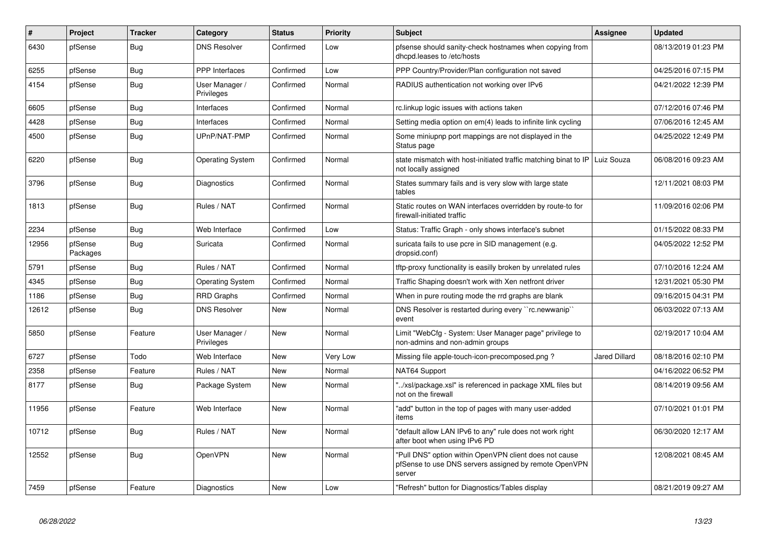| # | Project | Tracker | Category | Status | Priority | Subject | Assignee | Updated |
|---|---|---|---|---|---|---|---|---|
| 6430 | pfSense | Bug | DNS Resolver | Confirmed | Low | pfsense should sanity-check hostnames when copying from dhcpd.leases to /etc/hosts | | 08/13/2019 01:23 PM |
| 6255 | pfSense | Bug | PPP Interfaces | Confirmed | Low | PPP Country/Provider/Plan configuration not saved | | 04/25/2016 07:15 PM |
| 4154 | pfSense | Bug | User Manager / Privileges | Confirmed | Normal | RADIUS authentication not working over IPv6 | | 04/21/2022 12:39 PM |
| 6605 | pfSense | Bug | Interfaces | Confirmed | Normal | rc.linkup logic issues with actions taken | | 07/12/2016 07:46 PM |
| 4428 | pfSense | Bug | Interfaces | Confirmed | Normal | Setting media option on em(4) leads to infinite link cycling | | 07/06/2016 12:45 AM |
| 4500 | pfSense | Bug | UPnP/NAT-PMP | Confirmed | Normal | Some miniupnp port mappings are not displayed in the Status page | | 04/25/2022 12:49 PM |
| 6220 | pfSense | Bug | Operating System | Confirmed | Normal | state mismatch with host-initiated traffic matching binat to IP not locally assigned | Luiz Souza | 06/08/2016 09:23 AM |
| 3796 | pfSense | Bug | Diagnostics | Confirmed | Normal | States summary fails and is very slow with large state tables | | 12/11/2021 08:03 PM |
| 1813 | pfSense | Bug | Rules / NAT | Confirmed | Normal | Static routes on WAN interfaces overridden by route-to for firewall-initiated traffic | | 11/09/2016 02:06 PM |
| 2234 | pfSense | Bug | Web Interface | Confirmed | Low | Status: Traffic Graph - only shows interface's subnet | | 01/15/2022 08:33 PM |
| 12956 | pfSense Packages | Bug | Suricata | Confirmed | Normal | suricata fails to use pcre in SID management (e.g. dropsid.conf) | | 04/05/2022 12:52 PM |
| 5791 | pfSense | Bug | Rules / NAT | Confirmed | Normal | tftp-proxy functionality is easilly broken by unrelated rules | | 07/10/2016 12:24 AM |
| 4345 | pfSense | Bug | Operating System | Confirmed | Normal | Traffic Shaping doesn't work with Xen netfront driver | | 12/31/2021 05:30 PM |
| 1186 | pfSense | Bug | RRD Graphs | Confirmed | Normal | When in pure routing mode the rrd graphs are blank | | 09/16/2015 04:31 PM |
| 12612 | pfSense | Bug | DNS Resolver | New | Normal | DNS Resolver is restarted during every ``rc.newwanip`` event | | 06/03/2022 07:13 AM |
| 5850 | pfSense | Feature | User Manager / Privileges | New | Normal | Limit "WebCfg - System: User Manager page" privilege to non-admins and non-admin groups | | 02/19/2017 10:04 AM |
| 6727 | pfSense | Todo | Web Interface | New | Very Low | Missing file apple-touch-icon-precomposed.png ? | Jared Dillard | 08/18/2016 02:10 PM |
| 2358 | pfSense | Feature | Rules / NAT | New | Normal | NAT64 Support | | 04/16/2022 06:52 PM |
| 8177 | pfSense | Bug | Package System | New | Normal | "../xsl/package.xsl" is referenced in package XML files but not on the firewall | | 08/14/2019 09:56 AM |
| 11956 | pfSense | Feature | Web Interface | New | Normal | "add" button in the top of pages with many user-added items | | 07/10/2021 01:01 PM |
| 10712 | pfSense | Bug | Rules / NAT | New | Normal | "default allow LAN IPv6 to any" rule does not work right after boot when using IPv6 PD | | 06/30/2020 12:17 AM |
| 12552 | pfSense | Bug | OpenVPN | New | Normal | "Pull DNS" option within OpenVPN client does not cause pfSense to use DNS servers assigned by remote OpenVPN server | | 12/08/2021 08:45 AM |
| 7459 | pfSense | Feature | Diagnostics | New | Low | "Refresh" button for Diagnostics/Tables display | | 08/21/2019 09:27 AM |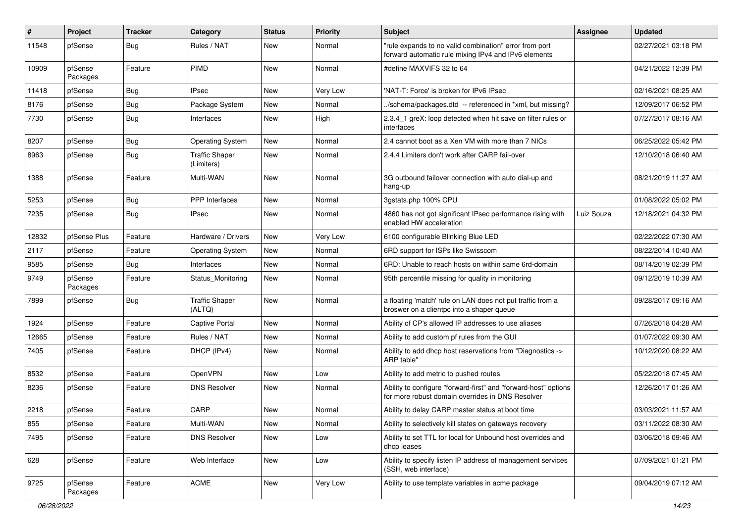| # | Project | Tracker | Category | Status | Priority | Subject | Assignee | Updated |
|---|---|---|---|---|---|---|---|---|
| 11548 | pfSense | Bug | Rules / NAT | New | Normal | "rule expands to no valid combination" error from port forward automatic rule mixing IPv4 and IPv6 elements | | 02/27/2021 03:18 PM |
| 10909 | pfSense Packages | Feature | PIMD | New | Normal | #define MAXVIFS 32 to 64 | | 04/21/2022 12:39 PM |
| 11418 | pfSense | Bug | IPsec | New | Very Low | 'NAT-T: Force' is broken for IPv6 IPsec | | 02/16/2021 08:25 AM |
| 8176 | pfSense | Bug | Package System | New | Normal | ../schema/packages.dtd -- referenced in *xml, but missing? | | 12/09/2017 06:52 PM |
| 7730 | pfSense | Bug | Interfaces | New | High | 2.3.4_1 greX: loop detected when hit save on filter rules or interfaces | | 07/27/2017 08:16 AM |
| 8207 | pfSense | Bug | Operating System | New | Normal | 2.4 cannot boot as a Xen VM with more than 7 NICs | | 06/25/2022 05:42 PM |
| 8963 | pfSense | Bug | Traffic Shaper (Limiters) | New | Normal | 2.4.4 Limiters don't work after CARP fail-over | | 12/10/2018 06:40 AM |
| 1388 | pfSense | Feature | Multi-WAN | New | Normal | 3G outbound failover connection with auto dial-up and hang-up | | 08/21/2019 11:27 AM |
| 5253 | pfSense | Bug | PPP Interfaces | New | Normal | 3gstats.php 100% CPU | | 01/08/2022 05:02 PM |
| 7235 | pfSense | Bug | IPsec | New | Normal | 4860 has not got significant IPsec performance rising with enabled HW acceleration | Luiz Souza | 12/18/2021 04:32 PM |
| 12832 | pfSense Plus | Feature | Hardware / Drivers | New | Very Low | 6100 configurable Blinking Blue LED | | 02/22/2022 07:30 AM |
| 2117 | pfSense | Feature | Operating System | New | Normal | 6RD support for ISPs like Swisscom | | 08/22/2014 10:40 AM |
| 9585 | pfSense | Bug | Interfaces | New | Normal | 6RD: Unable to reach hosts on within same 6rd-domain | | 08/14/2019 02:39 PM |
| 9749 | pfSense Packages | Feature | Status_Monitoring | New | Normal | 95th percentile missing for quality in monitoring | | 09/12/2019 10:39 AM |
| 7899 | pfSense | Bug | Traffic Shaper (ALTQ) | New | Normal | a floating 'match' rule on LAN does not put traffic from a broswer on a clientpc into a shaper queue | | 09/28/2017 09:16 AM |
| 1924 | pfSense | Feature | Captive Portal | New | Normal | Ability of CP's allowed IP addresses to use aliases | | 07/26/2018 04:28 AM |
| 12665 | pfSense | Feature | Rules / NAT | New | Normal | Ability to add custom pf rules from the GUI | | 01/07/2022 09:30 AM |
| 7405 | pfSense | Feature | DHCP (IPv4) | New | Normal | Ability to add dhcp host reservations from "Diagnostics -> ARP table" | | 10/12/2020 08:22 AM |
| 8532 | pfSense | Feature | OpenVPN | New | Low | Ability to add metric to pushed routes | | 05/22/2018 07:45 AM |
| 8236 | pfSense | Feature | DNS Resolver | New | Normal | Ability to configure "forward-first" and "forward-host" options for more robust domain overrides in DNS Resolver | | 12/26/2017 01:26 AM |
| 2218 | pfSense | Feature | CARP | New | Normal | Ability to delay CARP master status at boot time | | 03/03/2021 11:57 AM |
| 855 | pfSense | Feature | Multi-WAN | New | Normal | Ability to selectively kill states on gateways recovery | | 03/11/2022 08:30 AM |
| 7495 | pfSense | Feature | DNS Resolver | New | Low | Ability to set TTL for local for Unbound host overrides and dhcp leases | | 03/06/2018 09:46 AM |
| 628 | pfSense | Feature | Web Interface | New | Low | Ability to specify listen IP address of management services (SSH, web interface) | | 07/09/2021 01:21 PM |
| 9725 | pfSense Packages | Feature | ACME | New | Very Low | Ability to use template variables in acme package | | 09/04/2019 07:12 AM |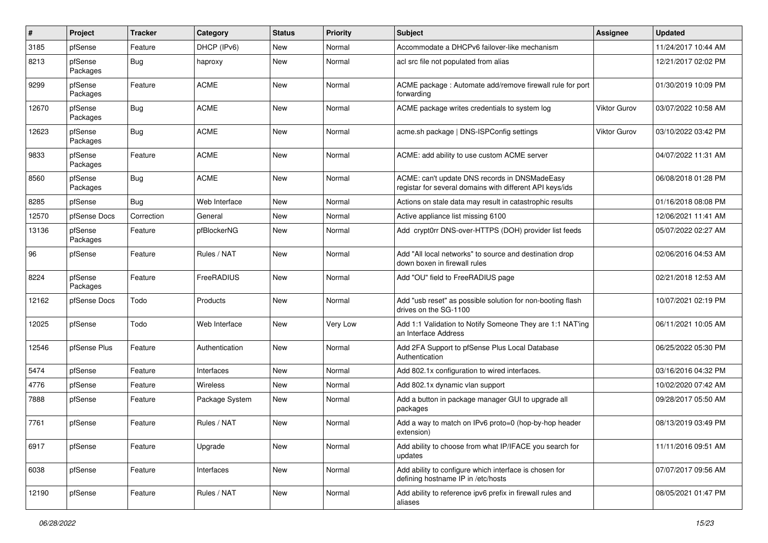| # | Project | Tracker | Category | Status | Priority | Subject | Assignee | Updated |
|---|---|---|---|---|---|---|---|---|
| 3185 | pfSense | Feature | DHCP (IPv6) | New | Normal | Accommodate a DHCPv6 failover-like mechanism | | 11/24/2017 10:44 AM |
| 8213 | pfSense Packages | Bug | haproxy | New | Normal | acl src file not populated from alias | | 12/21/2017 02:02 PM |
| 9299 | pfSense Packages | Feature | ACME | New | Normal | ACME package : Automate add/remove firewall rule for port forwarding | | 01/30/2019 10:09 PM |
| 12670 | pfSense Packages | Bug | ACME | New | Normal | ACME package writes credentials to system log | Viktor Gurov | 03/07/2022 10:58 AM |
| 12623 | pfSense Packages | Bug | ACME | New | Normal | acme.sh package \| DNS-ISPConfig settings | Viktor Gurov | 03/10/2022 03:42 PM |
| 9833 | pfSense Packages | Feature | ACME | New | Normal | ACME: add ability to use custom ACME server | | 04/07/2022 11:31 AM |
| 8560 | pfSense Packages | Bug | ACME | New | Normal | ACME: can't update DNS records in DNSMadeEasy registar for several domains with different API keys/ids | | 06/08/2018 01:28 PM |
| 8285 | pfSense | Bug | Web Interface | New | Normal | Actions on stale data may result in catastrophic results | | 01/16/2018 08:08 PM |
| 12570 | pfSense Docs | Correction | General | New | Normal | Active appliance list missing 6100 | | 12/06/2021 11:41 AM |
| 13136 | pfSense Packages | Feature | pfBlockerNG | New | Normal | Add crypt0rr DNS-over-HTTPS (DOH) provider list feeds | | 05/07/2022 02:27 AM |
| 96 | pfSense | Feature | Rules / NAT | New | Normal | Add "All local networks" to source and destination drop down boxen in firewall rules | | 02/06/2016 04:53 AM |
| 8224 | pfSense Packages | Feature | FreeRADIUS | New | Normal | Add "OU" field to FreeRADIUS page | | 02/21/2018 12:53 AM |
| 12162 | pfSense Docs | Todo | Products | New | Normal | Add "usb reset" as possible solution for non-booting flash drives on the SG-1100 | | 10/07/2021 02:19 PM |
| 12025 | pfSense | Todo | Web Interface | New | Very Low | Add 1:1 Validation to Notify Someone They are 1:1 NAT'ing an Interface Address | | 06/11/2021 10:05 AM |
| 12546 | pfSense Plus | Feature | Authentication | New | Normal | Add 2FA Support to pfSense Plus Local Database Authentication | | 06/25/2022 05:30 PM |
| 5474 | pfSense | Feature | Interfaces | New | Normal | Add 802.1x configuration to wired interfaces. | | 03/16/2016 04:32 PM |
| 4776 | pfSense | Feature | Wireless | New | Normal | Add 802.1x dynamic vlan support | | 10/02/2020 07:42 AM |
| 7888 | pfSense | Feature | Package System | New | Normal | Add a button in package manager GUI to upgrade all packages | | 09/28/2017 05:50 AM |
| 7761 | pfSense | Feature | Rules / NAT | New | Normal | Add a way to match on IPv6 proto=0 (hop-by-hop header extension) | | 08/13/2019 03:49 PM |
| 6917 | pfSense | Feature | Upgrade | New | Normal | Add ability to choose from what IP/IFACE you search for updates | | 11/11/2016 09:51 AM |
| 6038 | pfSense | Feature | Interfaces | New | Normal | Add ability to configure which interface is chosen for defining hostname IP in /etc/hosts | | 07/07/2017 09:56 AM |
| 12190 | pfSense | Feature | Rules / NAT | New | Normal | Add ability to reference ipv6 prefix in firewall rules and aliases | | 08/05/2021 01:47 PM |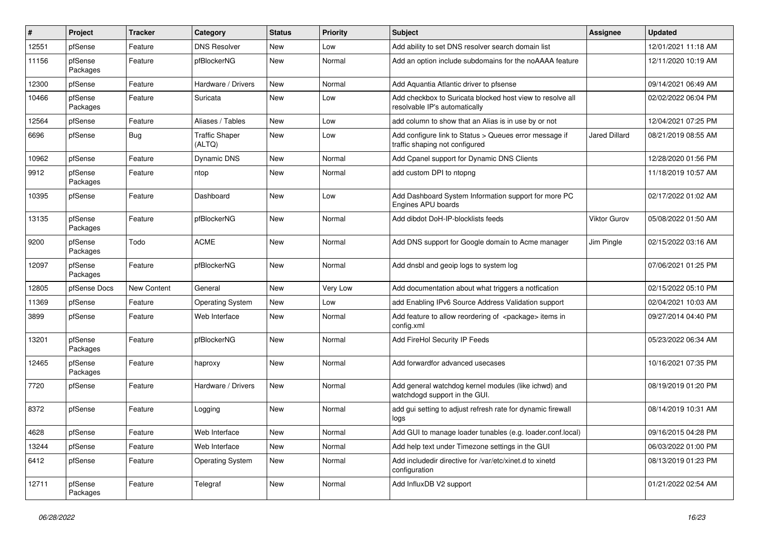| # | Project | Tracker | Category | Status | Priority | Subject | Assignee | Updated |
|---|---|---|---|---|---|---|---|---|
| 12551 | pfSense | Feature | DNS Resolver | New | Low | Add ability to set DNS resolver search domain list | | 12/01/2021 11:18 AM |
| 11156 | pfSense Packages | Feature | pfBlockerNG | New | Normal | Add an option include subdomains for the noAAAA feature | | 12/11/2020 10:19 AM |
| 12300 | pfSense | Feature | Hardware / Drivers | New | Normal | Add Aquantia Atlantic driver to pfsense | | 09/14/2021 06:49 AM |
| 10466 | pfSense Packages | Feature | Suricata | New | Low | Add checkbox to Suricata blocked host view to resolve all resolvable IP's automatically | | 02/02/2022 06:04 PM |
| 12564 | pfSense | Feature | Aliases / Tables | New | Low | add column to show that an Alias is in use by or not | | 12/04/2021 07:25 PM |
| 6696 | pfSense | Bug | Traffic Shaper (ALTQ) | New | Low | Add configure link to Status > Queues error message if traffic shaping not configured | Jared Dillard | 08/21/2019 08:55 AM |
| 10962 | pfSense | Feature | Dynamic DNS | New | Normal | Add Cpanel support for Dynamic DNS Clients | | 12/28/2020 01:56 PM |
| 9912 | pfSense Packages | Feature | ntop | New | Normal | add custom DPI to ntopng | | 11/18/2019 10:57 AM |
| 10395 | pfSense | Feature | Dashboard | New | Low | Add Dashboard System Information support for more PC Engines APU boards | | 02/17/2022 01:02 AM |
| 13135 | pfSense Packages | Feature | pfBlockerNG | New | Normal | Add dibdot DoH-IP-blocklists feeds | Viktor Gurov | 05/08/2022 01:50 AM |
| 9200 | pfSense Packages | Todo | ACME | New | Normal | Add DNS support for Google domain to Acme manager | Jim Pingle | 02/15/2022 03:16 AM |
| 12097 | pfSense Packages | Feature | pfBlockerNG | New | Normal | Add dnsbl and geoip logs to system log | | 07/06/2021 01:25 PM |
| 12805 | pfSense Docs | New Content | General | New | Very Low | Add documentation about what triggers a notfication | | 02/15/2022 05:10 PM |
| 11369 | pfSense | Feature | Operating System | New | Low | add Enabling IPv6 Source Address Validation support | | 02/04/2021 10:03 AM |
| 3899 | pfSense | Feature | Web Interface | New | Normal | Add feature to allow reordering of <package> items in config.xml | | 09/27/2014 04:40 PM |
| 13201 | pfSense Packages | Feature | pfBlockerNG | New | Normal | Add FireHol Security IP Feeds | | 05/23/2022 06:34 AM |
| 12465 | pfSense Packages | Feature | haproxy | New | Normal | Add forwardfor advanced usecases | | 10/16/2021 07:35 PM |
| 7720 | pfSense | Feature | Hardware / Drivers | New | Normal | Add general watchdog kernel modules (like ichwd) and watchdogd support in the GUI. | | 08/19/2019 01:20 PM |
| 8372 | pfSense | Feature | Logging | New | Normal | add gui setting to adjust refresh rate for dynamic firewall logs | | 08/14/2019 10:31 AM |
| 4628 | pfSense | Feature | Web Interface | New | Normal | Add GUI to manage loader tunables (e.g. loader.conf.local) | | 09/16/2015 04:28 PM |
| 13244 | pfSense | Feature | Web Interface | New | Normal | Add help text under Timezone settings in the GUI | | 06/03/2022 01:00 PM |
| 6412 | pfSense | Feature | Operating System | New | Normal | Add includedir directive for /var/etc/xinet.d to xinetd configuration | | 08/13/2019 01:23 PM |
| 12711 | pfSense Packages | Feature | Telegraf | New | Normal | Add InfluxDB V2 support | | 01/21/2022 02:54 AM |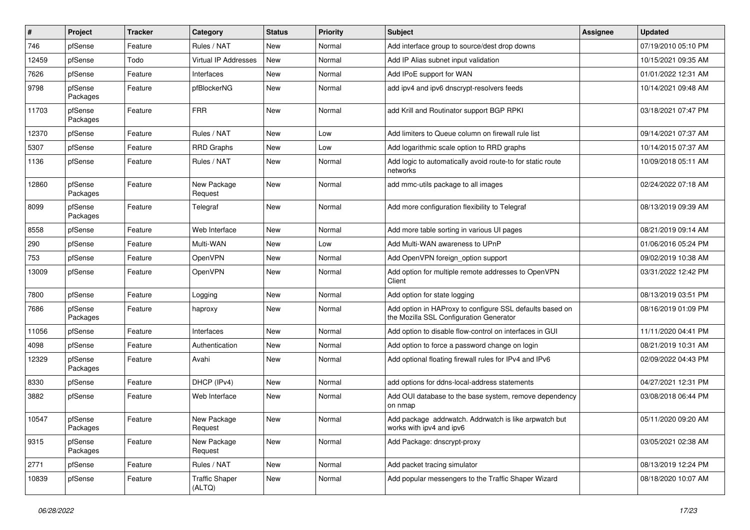| # | Project | Tracker | Category | Status | Priority | Subject | Assignee | Updated |
|---|---|---|---|---|---|---|---|---|
| 746 | pfSense | Feature | Rules / NAT | New | Normal | Add interface group to source/dest drop downs | | 07/19/2010 05:10 PM |
| 12459 | pfSense | Todo | Virtual IP Addresses | New | Normal | Add IP Alias subnet input validation | | 10/15/2021 09:35 AM |
| 7626 | pfSense | Feature | Interfaces | New | Normal | Add IPoE support for WAN | | 01/01/2022 12:31 AM |
| 9798 | pfSense Packages | Feature | pfBlockerNG | New | Normal | add ipv4 and ipv6 dnscrypt-resolvers feeds | | 10/14/2021 09:48 AM |
| 11703 | pfSense Packages | Feature | FRR | New | Normal | add Krill and Routinator support BGP RPKI | | 03/18/2021 07:47 PM |
| 12370 | pfSense | Feature | Rules / NAT | New | Low | Add limiters to Queue column on firewall rule list | | 09/14/2021 07:37 AM |
| 5307 | pfSense | Feature | RRD Graphs | New | Low | Add logarithmic scale option to RRD graphs | | 10/14/2015 07:37 AM |
| 1136 | pfSense | Feature | Rules / NAT | New | Normal | Add logic to automatically avoid route-to for static route networks | | 10/09/2018 05:11 AM |
| 12860 | pfSense Packages | Feature | New Package Request | New | Normal | add mmc-utils package to all images | | 02/24/2022 07:18 AM |
| 8099 | pfSense Packages | Feature | Telegraf | New | Normal | Add more configuration flexibility to Telegraf | | 08/13/2019 09:39 AM |
| 8558 | pfSense | Feature | Web Interface | New | Normal | Add more table sorting in various UI pages | | 08/21/2019 09:14 AM |
| 290 | pfSense | Feature | Multi-WAN | New | Low | Add Multi-WAN awareness to UPnP | | 01/06/2016 05:24 PM |
| 753 | pfSense | Feature | OpenVPN | New | Normal | Add OpenVPN foreign_option support | | 09/02/2019 10:38 AM |
| 13009 | pfSense | Feature | OpenVPN | New | Normal | Add option for multiple remote addresses to OpenVPN Client | | 03/31/2022 12:42 PM |
| 7800 | pfSense | Feature | Logging | New | Normal | Add option for state logging | | 08/13/2019 03:51 PM |
| 7686 | pfSense Packages | Feature | haproxy | New | Normal | Add option in HAProxy to configure SSL defaults based on the Mozilla SSL Configuration Generator | | 08/16/2019 01:09 PM |
| 11056 | pfSense | Feature | Interfaces | New | Normal | Add option to disable flow-control on interfaces in GUI | | 11/11/2020 04:41 PM |
| 4098 | pfSense | Feature | Authentication | New | Normal | Add option to force a password change on login | | 08/21/2019 10:31 AM |
| 12329 | pfSense Packages | Feature | Avahi | New | Normal | Add optional floating firewall rules for IPv4 and IPv6 | | 02/09/2022 04:43 PM |
| 8330 | pfSense | Feature | DHCP (IPv4) | New | Normal | add options for ddns-local-address statements | | 04/27/2021 12:31 PM |
| 3882 | pfSense | Feature | Web Interface | New | Normal | Add OUI database to the base system, remove dependency on nmap | | 03/08/2018 06:44 PM |
| 10547 | pfSense Packages | Feature | New Package Request | New | Normal | Add package addrwatch. Addrwatch is like arpwatch but works with ipv4 and ipv6 | | 05/11/2020 09:20 AM |
| 9315 | pfSense Packages | Feature | New Package Request | New | Normal | Add Package: dnscrypt-proxy | | 03/05/2021 02:38 AM |
| 2771 | pfSense | Feature | Rules / NAT | New | Normal | Add packet tracing simulator | | 08/13/2019 12:24 PM |
| 10839 | pfSense | Feature | Traffic Shaper (ALTQ) | New | Normal | Add popular messengers to the Traffic Shaper Wizard | | 08/18/2020 10:07 AM |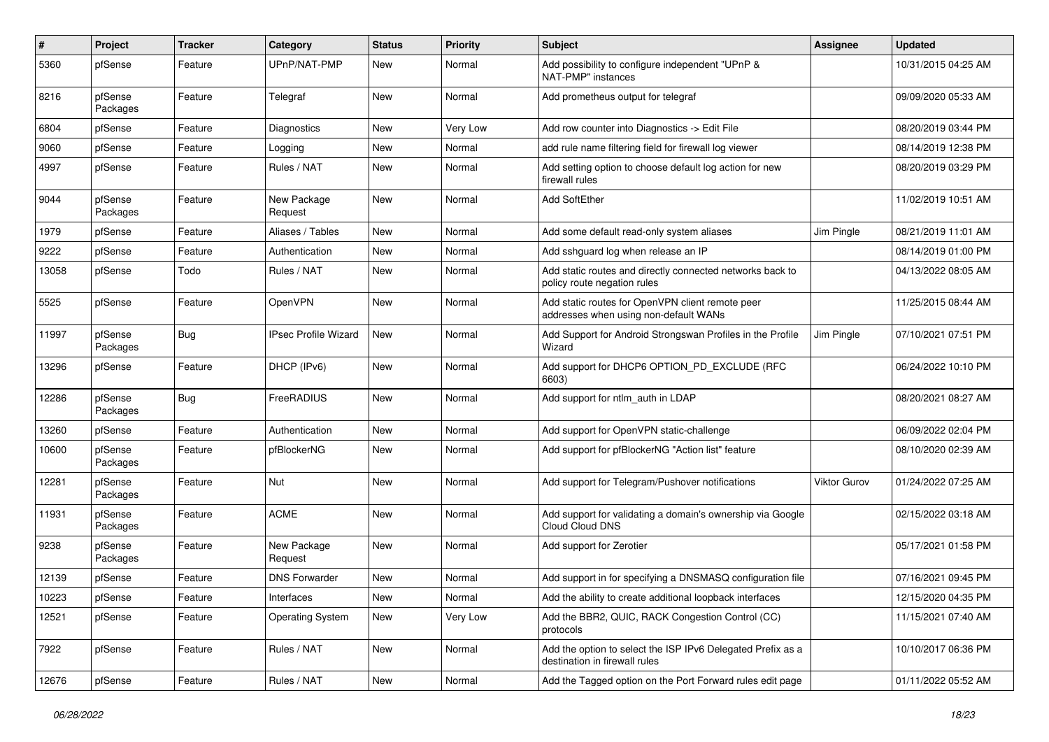| # | Project | Tracker | Category | Status | Priority | Subject | Assignee | Updated |
|---|---|---|---|---|---|---|---|---|
| 5360 | pfSense | Feature | UPnP/NAT-PMP | New | Normal | Add possibility to configure independent "UPnP & NAT-PMP" instances | | 10/31/2015 04:25 AM |
| 8216 | pfSense Packages | Feature | Telegraf | New | Normal | Add prometheus output for telegraf | | 09/09/2020 05:33 AM |
| 6804 | pfSense | Feature | Diagnostics | New | Very Low | Add row counter into Diagnostics -> Edit File | | 08/20/2019 03:44 PM |
| 9060 | pfSense | Feature | Logging | New | Normal | add rule name filtering field for firewall log viewer | | 08/14/2019 12:38 PM |
| 4997 | pfSense | Feature | Rules / NAT | New | Normal | Add setting option to choose default log action for new firewall rules | | 08/20/2019 03:29 PM |
| 9044 | pfSense Packages | Feature | New Package Request | New | Normal | Add SoftEther | | 11/02/2019 10:51 AM |
| 1979 | pfSense | Feature | Aliases / Tables | New | Normal | Add some default read-only system aliases | Jim Pingle | 08/21/2019 11:01 AM |
| 9222 | pfSense | Feature | Authentication | New | Normal | Add sshguard log when release an IP | | 08/14/2019 01:00 PM |
| 13058 | pfSense | Todo | Rules / NAT | New | Normal | Add static routes and directly connected networks back to policy route negation rules | | 04/13/2022 08:05 AM |
| 5525 | pfSense | Feature | OpenVPN | New | Normal | Add static routes for OpenVPN client remote peer addresses when using non-default WANs | | 11/25/2015 08:44 AM |
| 11997 | pfSense Packages | Bug | IPsec Profile Wizard | New | Normal | Add Support for Android Strongswan Profiles in the Profile Wizard | Jim Pingle | 07/10/2021 07:51 PM |
| 13296 | pfSense | Feature | DHCP (IPv6) | New | Normal | Add support for DHCP6 OPTION_PD_EXCLUDE (RFC 6603) | | 06/24/2022 10:10 PM |
| 12286 | pfSense Packages | Bug | FreeRADIUS | New | Normal | Add support for ntlm_auth in LDAP | | 08/20/2021 08:27 AM |
| 13260 | pfSense | Feature | Authentication | New | Normal | Add support for OpenVPN static-challenge | | 06/09/2022 02:04 PM |
| 10600 | pfSense Packages | Feature | pfBlockerNG | New | Normal | Add support for pfBlockerNG "Action list" feature | | 08/10/2020 02:39 AM |
| 12281 | pfSense Packages | Feature | Nut | New | Normal | Add support for Telegram/Pushover notifications | Viktor Gurov | 01/24/2022 07:25 AM |
| 11931 | pfSense Packages | Feature | ACME | New | Normal | Add support for validating a domain's ownership via Google Cloud Cloud DNS | | 02/15/2022 03:18 AM |
| 9238 | pfSense Packages | Feature | New Package Request | New | Normal | Add support for Zerotier | | 05/17/2021 01:58 PM |
| 12139 | pfSense | Feature | DNS Forwarder | New | Normal | Add support in for specifying a DNSMASQ configuration file | | 07/16/2021 09:45 PM |
| 10223 | pfSense | Feature | Interfaces | New | Normal | Add the ability to create additional loopback interfaces | | 12/15/2020 04:35 PM |
| 12521 | pfSense | Feature | Operating System | New | Very Low | Add the BBR2, QUIC, RACK Congestion Control (CC) protocols | | 11/15/2021 07:40 AM |
| 7922 | pfSense | Feature | Rules / NAT | New | Normal | Add the option to select the ISP IPv6 Delegated Prefix as a destination in firewall rules | | 10/10/2017 06:36 PM |
| 12676 | pfSense | Feature | Rules / NAT | New | Normal | Add the Tagged option on the Port Forward rules edit page | | 01/11/2022 05:52 AM |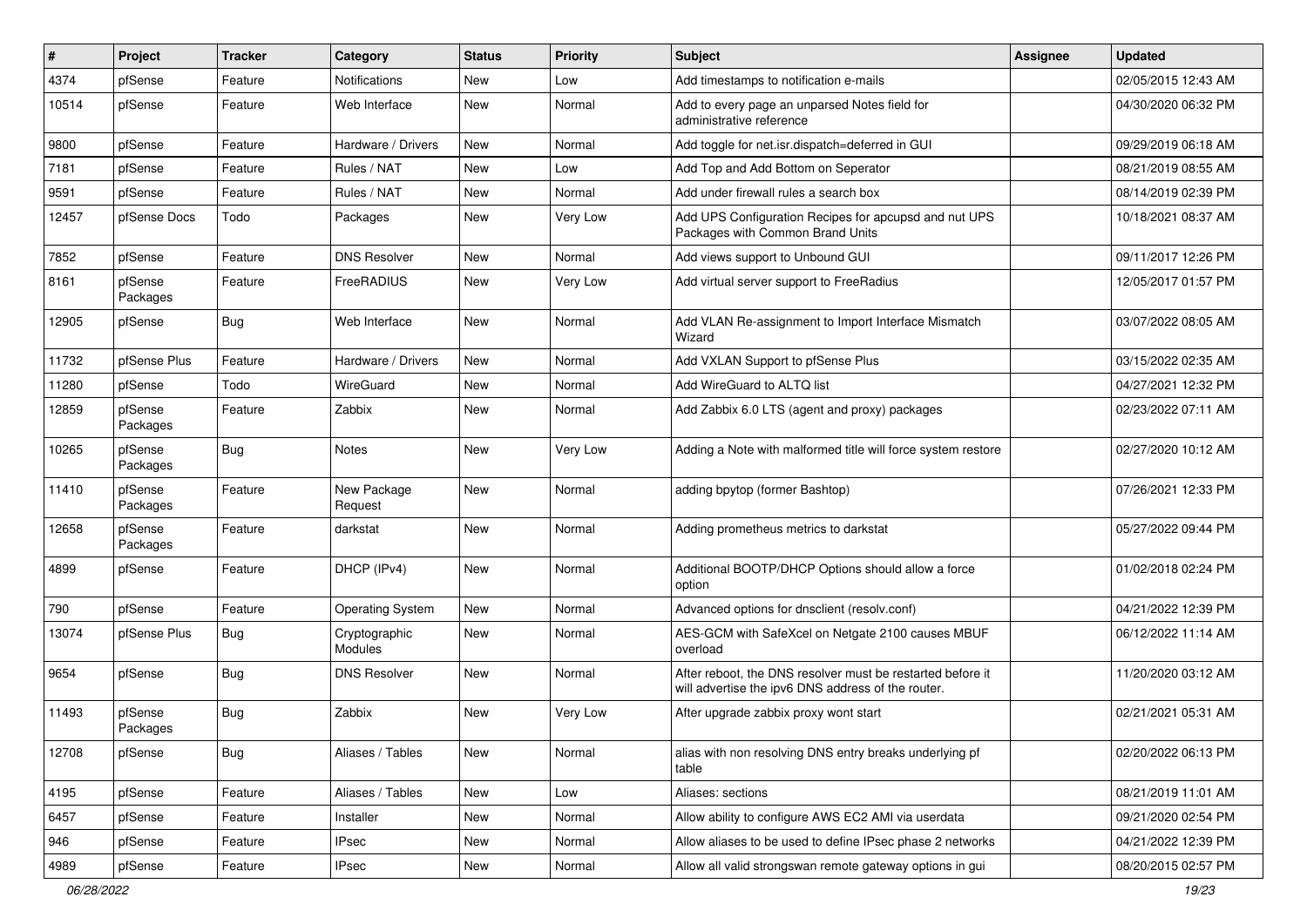| # | Project | Tracker | Category | Status | Priority | Subject | Assignee | Updated |
|---|---|---|---|---|---|---|---|---|
| 4374 | pfSense | Feature | Notifications | New | Low | Add timestamps to notification e-mails | | 02/05/2015 12:43 AM |
| 10514 | pfSense | Feature | Web Interface | New | Normal | Add to every page an unparsed Notes field for administrative reference | | 04/30/2020 06:32 PM |
| 9800 | pfSense | Feature | Hardware / Drivers | New | Normal | Add toggle for net.isr.dispatch=deferred in GUI | | 09/29/2019 06:18 AM |
| 7181 | pfSense | Feature | Rules / NAT | New | Low | Add Top and Add Bottom on Seperator | | 08/21/2019 08:55 AM |
| 9591 | pfSense | Feature | Rules / NAT | New | Normal | Add under firewall rules a search box | | 08/14/2019 02:39 PM |
| 12457 | pfSense Docs | Todo | Packages | New | Very Low | Add UPS Configuration Recipes for apcupsd and nut UPS Packages with Common Brand Units | | 10/18/2021 08:37 AM |
| 7852 | pfSense | Feature | DNS Resolver | New | Normal | Add views support to Unbound GUI | | 09/11/2017 12:26 PM |
| 8161 | pfSense Packages | Feature | FreeRADIUS | New | Very Low | Add virtual server support to FreeRadius | | 12/05/2017 01:57 PM |
| 12905 | pfSense | Bug | Web Interface | New | Normal | Add VLAN Re-assignment to Import Interface Mismatch Wizard | | 03/07/2022 08:05 AM |
| 11732 | pfSense Plus | Feature | Hardware / Drivers | New | Normal | Add VXLAN Support to pfSense Plus | | 03/15/2022 02:35 AM |
| 11280 | pfSense | Todo | WireGuard | New | Normal | Add WireGuard to ALTQ list | | 04/27/2021 12:32 PM |
| 12859 | pfSense Packages | Feature | Zabbix | New | Normal | Add Zabbix 6.0 LTS (agent and proxy) packages | | 02/23/2022 07:11 AM |
| 10265 | pfSense Packages | Bug | Notes | New | Very Low | Adding a Note with malformed title will force system restore | | 02/27/2020 10:12 AM |
| 11410 | pfSense Packages | Feature | New Package Request | New | Normal | adding bpytop (former Bashtop) | | 07/26/2021 12:33 PM |
| 12658 | pfSense Packages | Feature | darkstat | New | Normal | Adding prometheus metrics to darkstat | | 05/27/2022 09:44 PM |
| 4899 | pfSense | Feature | DHCP (IPv4) | New | Normal | Additional BOOTP/DHCP Options should allow a force option | | 01/02/2018 02:24 PM |
| 790 | pfSense | Feature | Operating System | New | Normal | Advanced options for dnsclient (resolv.conf) | | 04/21/2022 12:39 PM |
| 13074 | pfSense Plus | Bug | Cryptographic Modules | New | Normal | AES-GCM with SafeXcel on Netgate 2100 causes MBUF overload | | 06/12/2022 11:14 AM |
| 9654 | pfSense | Bug | DNS Resolver | New | Normal | After reboot, the DNS resolver must be restarted before it will advertise the ipv6 DNS address of the router. | | 11/20/2020 03:12 AM |
| 11493 | pfSense Packages | Bug | Zabbix | New | Very Low | After upgrade zabbix proxy wont start | | 02/21/2021 05:31 AM |
| 12708 | pfSense | Bug | Aliases / Tables | New | Normal | alias with non resolving DNS entry breaks underlying pf table | | 02/20/2022 06:13 PM |
| 4195 | pfSense | Feature | Aliases / Tables | New | Low | Aliases: sections | | 08/21/2019 11:01 AM |
| 6457 | pfSense | Feature | Installer | New | Normal | Allow ability to configure AWS EC2 AMI via userdata | | 09/21/2020 02:54 PM |
| 946 | pfSense | Feature | IPsec | New | Normal | Allow aliases to be used to define IPsec phase 2 networks | | 04/21/2022 12:39 PM |
| 4989 | pfSense | Feature | IPsec | New | Normal | Allow all valid strongswan remote gateway options in gui | | 08/20/2015 02:57 PM |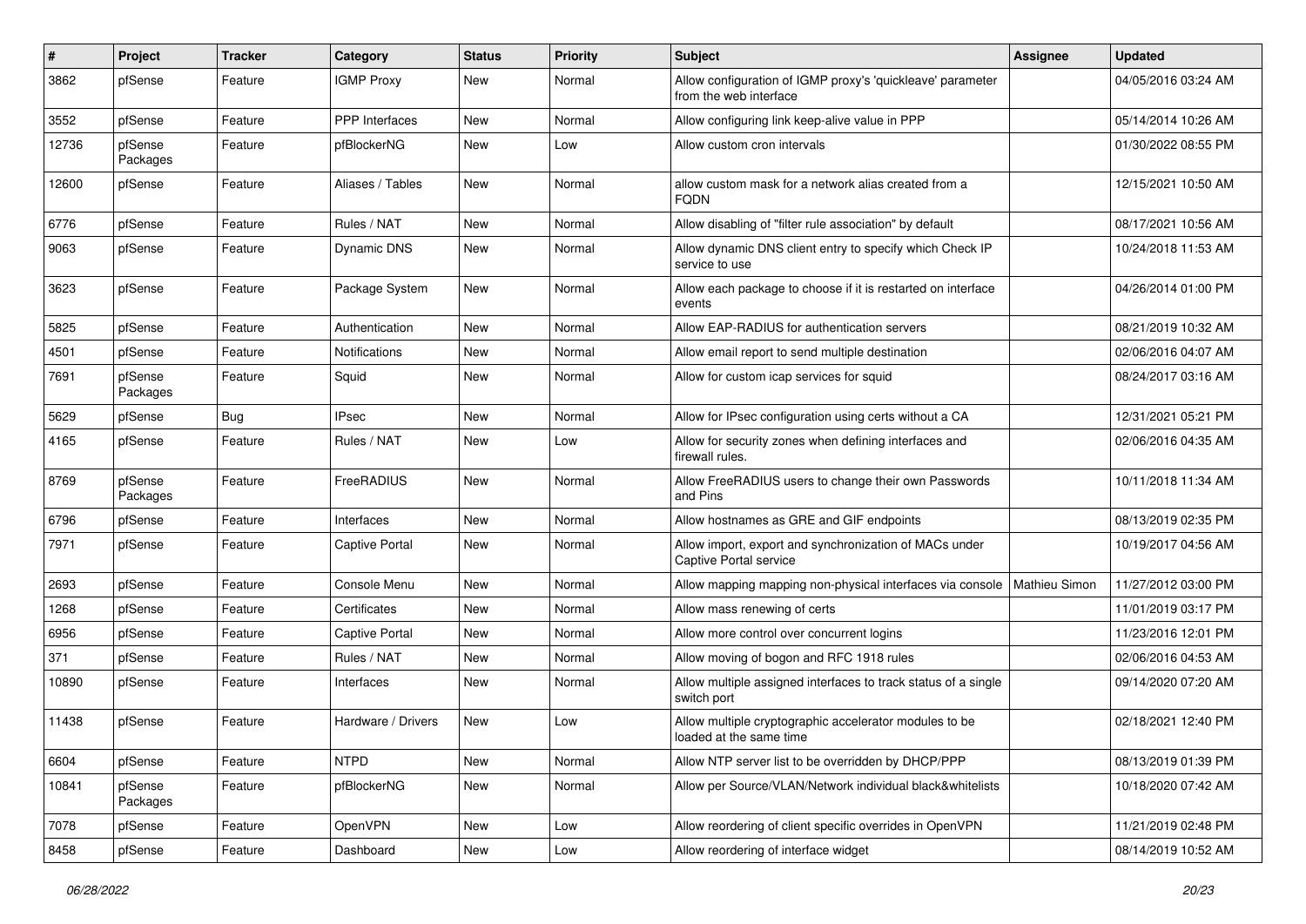| # | Project | Tracker | Category | Status | Priority | Subject | Assignee | Updated |
|---|---|---|---|---|---|---|---|---|
| 3862 | pfSense | Feature | IGMP Proxy | New | Normal | Allow configuration of IGMP proxy's 'quickleave' parameter from the web interface | | 04/05/2016 03:24 AM |
| 3552 | pfSense | Feature | PPP Interfaces | New | Normal | Allow configuring link keep-alive value in PPP | | 05/14/2014 10:26 AM |
| 12736 | pfSense Packages | Feature | pfBlockerNG | New | Low | Allow custom cron intervals | | 01/30/2022 08:55 PM |
| 12600 | pfSense | Feature | Aliases / Tables | New | Normal | allow custom mask for a network alias created from a FQDN | | 12/15/2021 10:50 AM |
| 6776 | pfSense | Feature | Rules / NAT | New | Normal | Allow disabling of "filter rule association" by default | | 08/17/2021 10:56 AM |
| 9063 | pfSense | Feature | Dynamic DNS | New | Normal | Allow dynamic DNS client entry to specify which Check IP service to use | | 10/24/2018 11:53 AM |
| 3623 | pfSense | Feature | Package System | New | Normal | Allow each package to choose if it is restarted on interface events | | 04/26/2014 01:00 PM |
| 5825 | pfSense | Feature | Authentication | New | Normal | Allow EAP-RADIUS for authentication servers | | 08/21/2019 10:32 AM |
| 4501 | pfSense | Feature | Notifications | New | Normal | Allow email report to send multiple destination | | 02/06/2016 04:07 AM |
| 7691 | pfSense Packages | Feature | Squid | New | Normal | Allow for custom icap services for squid | | 08/24/2017 03:16 AM |
| 5629 | pfSense | Bug | IPsec | New | Normal | Allow for IPsec configuration using certs without a CA | | 12/31/2021 05:21 PM |
| 4165 | pfSense | Feature | Rules / NAT | New | Low | Allow for security zones when defining interfaces and firewall rules. | | 02/06/2016 04:35 AM |
| 8769 | pfSense Packages | Feature | FreeRADIUS | New | Normal | Allow FreeRADIUS users to change their own Passwords and Pins | | 10/11/2018 11:34 AM |
| 6796 | pfSense | Feature | Interfaces | New | Normal | Allow hostnames as GRE and GIF endpoints | | 08/13/2019 02:35 PM |
| 7971 | pfSense | Feature | Captive Portal | New | Normal | Allow import, export and synchronization of MACs under Captive Portal service | | 10/19/2017 04:56 AM |
| 2693 | pfSense | Feature | Console Menu | New | Normal | Allow mapping mapping non-physical interfaces via console | Mathieu Simon | 11/27/2012 03:00 PM |
| 1268 | pfSense | Feature | Certificates | New | Normal | Allow mass renewing of certs | | 11/01/2019 03:17 PM |
| 6956 | pfSense | Feature | Captive Portal | New | Normal | Allow more control over concurrent logins | | 11/23/2016 12:01 PM |
| 371 | pfSense | Feature | Rules / NAT | New | Normal | Allow moving of bogon and RFC 1918 rules | | 02/06/2016 04:53 AM |
| 10890 | pfSense | Feature | Interfaces | New | Normal | Allow multiple assigned interfaces to track status of a single switch port | | 09/14/2020 07:20 AM |
| 11438 | pfSense | Feature | Hardware / Drivers | New | Low | Allow multiple cryptographic accelerator modules to be loaded at the same time | | 02/18/2021 12:40 PM |
| 6604 | pfSense | Feature | NTPD | New | Normal | Allow NTP server list to be overridden by DHCP/PPP | | 08/13/2019 01:39 PM |
| 10841 | pfSense Packages | Feature | pfBlockerNG | New | Normal | Allow per Source/VLAN/Network individual black&whitelists | | 10/18/2020 07:42 AM |
| 7078 | pfSense | Feature | OpenVPN | New | Low | Allow reordering of client specific overrides in OpenVPN | | 11/21/2019 02:48 PM |
| 8458 | pfSense | Feature | Dashboard | New | Low | Allow reordering of interface widget | | 08/14/2019 10:52 AM |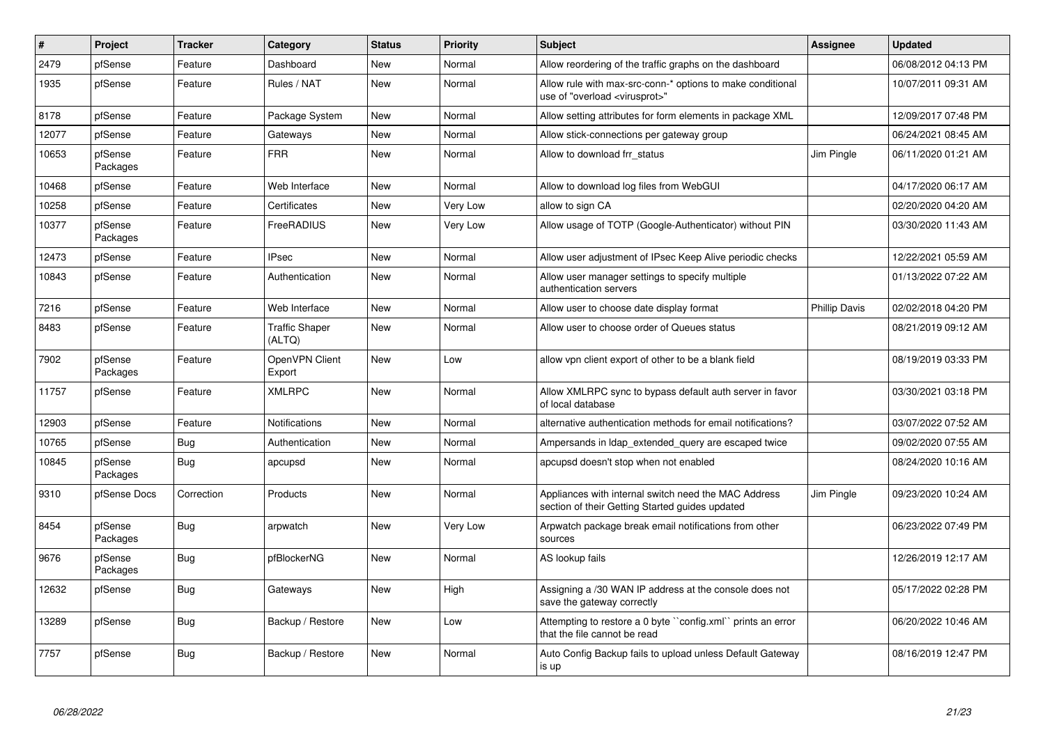| # | Project | Tracker | Category | Status | Priority | Subject | Assignee | Updated |
|---|---|---|---|---|---|---|---|---|
| 2479 | pfSense | Feature | Dashboard | New | Normal | Allow reordering of the traffic graphs on the dashboard | | 06/08/2012 04:13 PM |
| 1935 | pfSense | Feature | Rules / NAT | New | Normal | Allow rule with max-src-conn-* options to make conditional use of "overload <virusprot>" | | 10/07/2011 09:31 AM |
| 8178 | pfSense | Feature | Package System | New | Normal | Allow setting attributes for form elements in package XML | | 12/09/2017 07:48 PM |
| 12077 | pfSense | Feature | Gateways | New | Normal | Allow stick-connections per gateway group | | 06/24/2021 08:45 AM |
| 10653 | pfSense Packages | Feature | FRR | New | Normal | Allow to download frr_status | Jim Pingle | 06/11/2020 01:21 AM |
| 10468 | pfSense | Feature | Web Interface | New | Normal | Allow to download log files from WebGUI | | 04/17/2020 06:17 AM |
| 10258 | pfSense | Feature | Certificates | New | Very Low | allow to sign CA | | 02/20/2020 04:20 AM |
| 10377 | pfSense Packages | Feature | FreeRADIUS | New | Very Low | Allow usage of TOTP (Google-Authenticator) without PIN | | 03/30/2020 11:43 AM |
| 12473 | pfSense | Feature | IPsec | New | Normal | Allow user adjustment of IPsec Keep Alive periodic checks | | 12/22/2021 05:59 AM |
| 10843 | pfSense | Feature | Authentication | New | Normal | Allow user manager settings to specify multiple authentication servers | | 01/13/2022 07:22 AM |
| 7216 | pfSense | Feature | Web Interface | New | Normal | Allow user to choose date display format | Phillip Davis | 02/02/2018 04:20 PM |
| 8483 | pfSense | Feature | Traffic Shaper (ALTQ) | New | Normal | Allow user to choose order of Queues status | | 08/21/2019 09:12 AM |
| 7902 | pfSense Packages | Feature | OpenVPN Client Export | New | Low | allow vpn client export of other to be a blank field | | 08/19/2019 03:33 PM |
| 11757 | pfSense | Feature | XMLRPC | New | Normal | Allow XMLRPC sync to bypass default auth server in favor of local database | | 03/30/2021 03:18 PM |
| 12903 | pfSense | Feature | Notifications | New | Normal | alternative authentication methods for email notifications? | | 03/07/2022 07:52 AM |
| 10765 | pfSense | Bug | Authentication | New | Normal | Ampersands in ldap_extended_query are escaped twice | | 09/02/2020 07:55 AM |
| 10845 | pfSense Packages | Bug | apcupsd | New | Normal | apcupsd doesn't stop when not enabled | | 08/24/2020 10:16 AM |
| 9310 | pfSense Docs | Correction | Products | New | Normal | Appliances with internal switch need the MAC Address section of their Getting Started guides updated | Jim Pingle | 09/23/2020 10:24 AM |
| 8454 | pfSense Packages | Bug | arpwatch | New | Very Low | Arpwatch package break email notifications from other sources | | 06/23/2022 07:49 PM |
| 9676 | pfSense Packages | Bug | pfBlockerNG | New | Normal | AS lookup fails | | 12/26/2019 12:17 AM |
| 12632 | pfSense | Bug | Gateways | New | High | Assigning a /30 WAN IP address at the console does not save the gateway correctly | | 05/17/2022 02:28 PM |
| 13289 | pfSense | Bug | Backup / Restore | New | Low | Attempting to restore a 0 byte ``config.xml`` prints an error that the file cannot be read | | 06/20/2022 10:46 AM |
| 7757 | pfSense | Bug | Backup / Restore | New | Normal | Auto Config Backup fails to upload unless Default Gateway is up | | 08/16/2019 12:47 PM |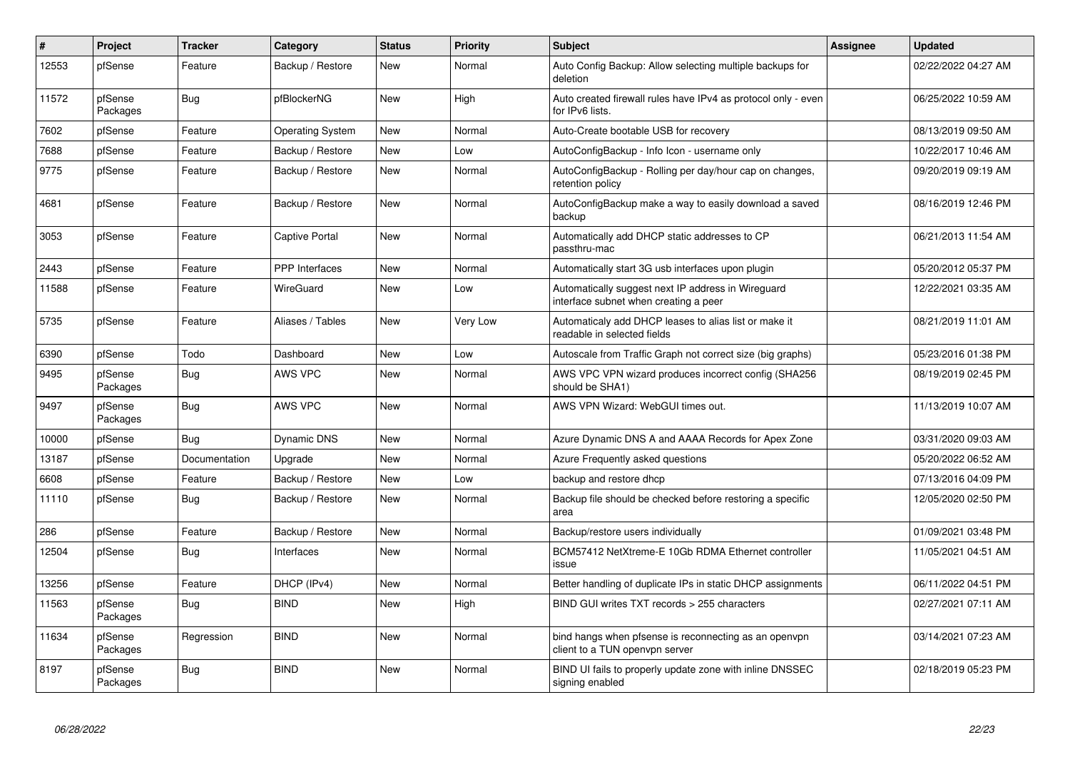| # | Project | Tracker | Category | Status | Priority | Subject | Assignee | Updated |
|---|---|---|---|---|---|---|---|---|
| 12553 | pfSense | Feature | Backup / Restore | New | Normal | Auto Config Backup: Allow selecting multiple backups for deletion | | 02/22/2022 04:27 AM |
| 11572 | pfSense Packages | Bug | pfBlockerNG | New | High | Auto created firewall rules have IPv4 as protocol only - even for IPv6 lists. | | 06/25/2022 10:59 AM |
| 7602 | pfSense | Feature | Operating System | New | Normal | Auto-Create bootable USB for recovery | | 08/13/2019 09:50 AM |
| 7688 | pfSense | Feature | Backup / Restore | New | Low | AutoConfigBackup - Info Icon - username only | | 10/22/2017 10:46 AM |
| 9775 | pfSense | Feature | Backup / Restore | New | Normal | AutoConfigBackup - Rolling per day/hour cap on changes, retention policy | | 09/20/2019 09:19 AM |
| 4681 | pfSense | Feature | Backup / Restore | New | Normal | AutoConfigBackup make a way to easily download a saved backup | | 08/16/2019 12:46 PM |
| 3053 | pfSense | Feature | Captive Portal | New | Normal | Automatically add DHCP static addresses to CP passthru-mac | | 06/21/2013 11:54 AM |
| 2443 | pfSense | Feature | PPP Interfaces | New | Normal | Automatically start 3G usb interfaces upon plugin | | 05/20/2012 05:37 PM |
| 11588 | pfSense | Feature | WireGuard | New | Low | Automatically suggest next IP address in Wireguard interface subnet when creating a peer | | 12/22/2021 03:35 AM |
| 5735 | pfSense | Feature | Aliases / Tables | New | Very Low | Automaticaly add DHCP leases to alias list or make it readable in selected fields | | 08/21/2019 11:01 AM |
| 6390 | pfSense | Todo | Dashboard | New | Low | Autoscale from Traffic Graph not correct size (big graphs) | | 05/23/2016 01:38 PM |
| 9495 | pfSense Packages | Bug | AWS VPC | New | Normal | AWS VPC VPN wizard produces incorrect config (SHA256 should be SHA1) | | 08/19/2019 02:45 PM |
| 9497 | pfSense Packages | Bug | AWS VPC | New | Normal | AWS VPN Wizard: WebGUI times out. | | 11/13/2019 10:07 AM |
| 10000 | pfSense | Bug | Dynamic DNS | New | Normal | Azure Dynamic DNS A and AAAA Records for Apex Zone | | 03/31/2020 09:03 AM |
| 13187 | pfSense | Documentation | Upgrade | New | Normal | Azure Frequently asked questions | | 05/20/2022 06:52 AM |
| 6608 | pfSense | Feature | Backup / Restore | New | Low | backup and restore dhcp | | 07/13/2016 04:09 PM |
| 11110 | pfSense | Bug | Backup / Restore | New | Normal | Backup file should be checked before restoring a specific area | | 12/05/2020 02:50 PM |
| 286 | pfSense | Feature | Backup / Restore | New | Normal | Backup/restore users individually | | 01/09/2021 03:48 PM |
| 12504 | pfSense | Bug | Interfaces | New | Normal | BCM57412 NetXtreme-E 10Gb RDMA Ethernet controller issue | | 11/05/2021 04:51 AM |
| 13256 | pfSense | Feature | DHCP (IPv4) | New | Normal | Better handling of duplicate IPs in static DHCP assignments | | 06/11/2022 04:51 PM |
| 11563 | pfSense Packages | Bug | BIND | New | High | BIND GUI writes TXT records > 255 characters | | 02/27/2021 07:11 AM |
| 11634 | pfSense Packages | Regression | BIND | New | Normal | bind hangs when pfsense is reconnecting as an openvpn client to a TUN openvpn server | | 03/14/2021 07:23 AM |
| 8197 | pfSense Packages | Bug | BIND | New | Normal | BIND UI fails to properly update zone with inline DNSSEC signing enabled | | 02/18/2019 05:23 PM |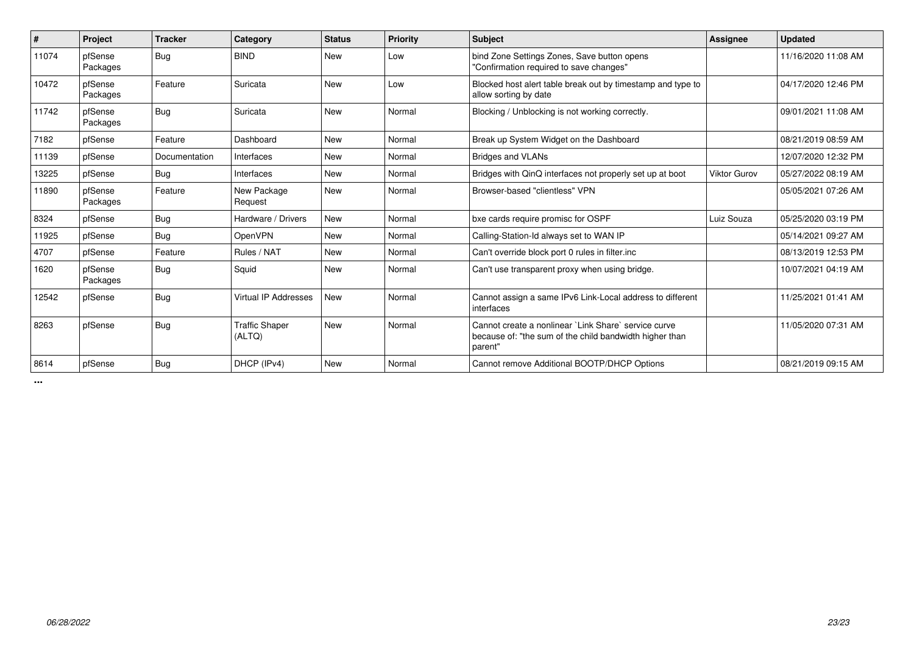| # | Project | Tracker | Category | Status | Priority | Subject | Assignee | Updated |
|---|---|---|---|---|---|---|---|---|
| 11074 | pfSense Packages | Bug | BIND | New | Low | bind Zone Settings Zones, Save button opens "Confirmation required to save changes" | | 11/16/2020 11:08 AM |
| 10472 | pfSense Packages | Feature | Suricata | New | Low | Blocked host alert table break out by timestamp and type to allow sorting by date | | 04/17/2020 12:46 PM |
| 11742 | pfSense Packages | Bug | Suricata | New | Normal | Blocking / Unblocking is not working correctly. | | 09/01/2021 11:08 AM |
| 7182 | pfSense | Feature | Dashboard | New | Normal | Break up System Widget on the Dashboard | | 08/21/2019 08:59 AM |
| 11139 | pfSense | Documentation | Interfaces | New | Normal | Bridges and VLANs | | 12/07/2020 12:32 PM |
| 13225 | pfSense | Bug | Interfaces | New | Normal | Bridges with QinQ interfaces not properly set up at boot | Viktor Gurov | 05/27/2022 08:19 AM |
| 11890 | pfSense Packages | Feature | New Package Request | New | Normal | Browser-based "clientless" VPN | | 05/05/2021 07:26 AM |
| 8324 | pfSense | Bug | Hardware / Drivers | New | Normal | bxe cards require promisc for OSPF | Luiz Souza | 05/25/2020 03:19 PM |
| 11925 | pfSense | Bug | OpenVPN | New | Normal | Calling-Station-Id always set to WAN IP | | 05/14/2021 09:27 AM |
| 4707 | pfSense | Feature | Rules / NAT | New | Normal | Can't override block port 0 rules in filter.inc | | 08/13/2019 12:53 PM |
| 1620 | pfSense Packages | Bug | Squid | New | Normal | Can't use transparent proxy when using bridge. | | 10/07/2021 04:19 AM |
| 12542 | pfSense | Bug | Virtual IP Addresses | New | Normal | Cannot assign a same IPv6 Link-Local address to different interfaces | | 11/25/2021 01:41 AM |
| 8263 | pfSense | Bug | Traffic Shaper (ALTQ) | New | Normal | Cannot create a nonlinear `Link Share` service curve because of: "the sum of the child bandwidth higher than parent" | | 11/05/2020 07:31 AM |
| 8614 | pfSense | Bug | DHCP (IPv4) | New | Normal | Cannot remove Additional BOOTP/DHCP Options | | 08/21/2019 09:15 AM |

...